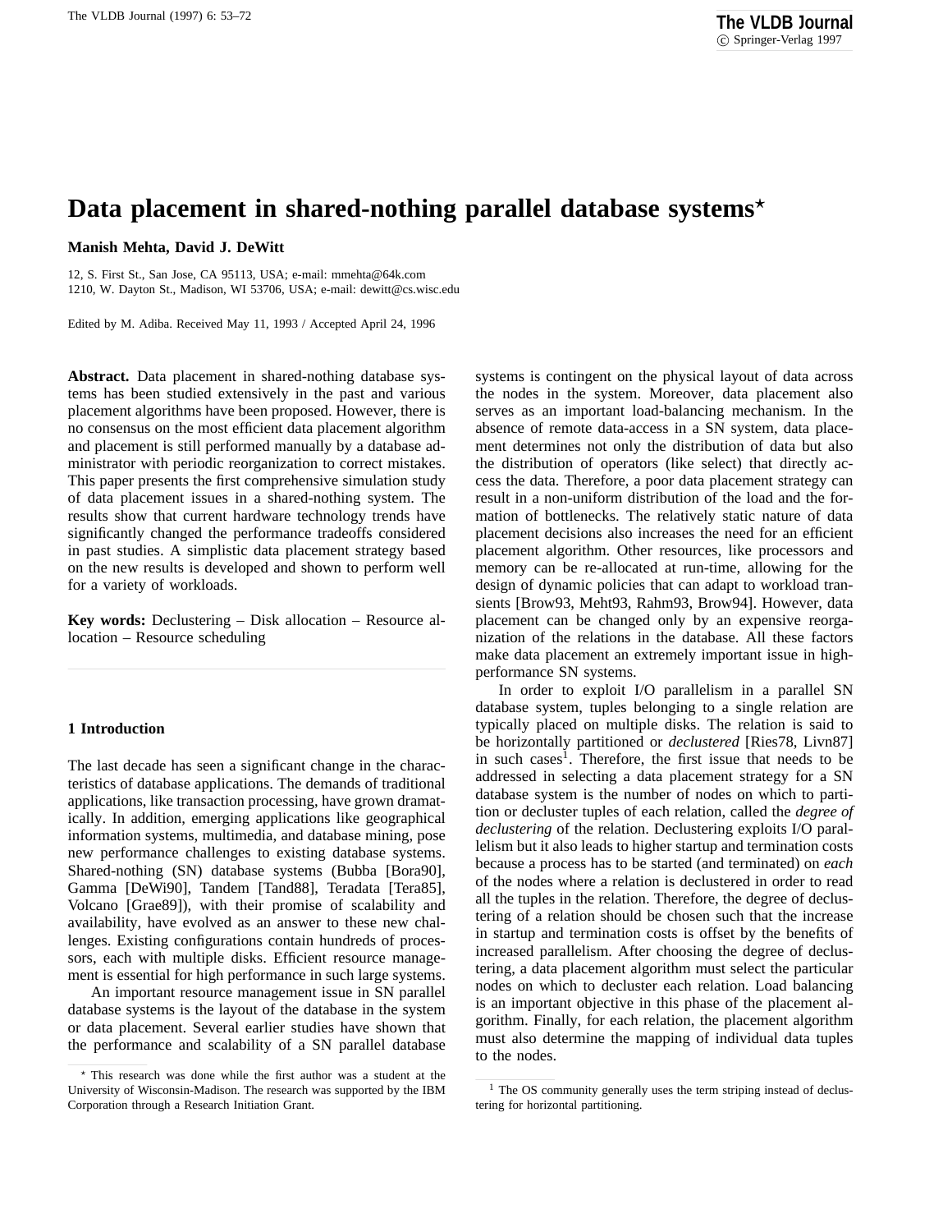# Data placement in shared-nothing parallel database systems*

**Manish Mehta, David J. DeWitt**

12, S. First St., San Jose, CA 95113, USA; e-mail: mmehta@64k.com
1210, W. Dayton St., Madison, WI 53706, USA; e-mail: dewitt@cs.wisc.edu

Edited by M. Adiba. Received May 11, 1993 / Accepted April 24, 1996

**Abstract.** Data placement in shared-nothing database systems has been studied extensively in the past and various placement algorithms have been proposed. However, there is no consensus on the most efficient data placement algorithm and placement is still performed manually by a database administrator with periodic reorganization to correct mistakes. This paper presents the first comprehensive simulation study of data placement issues in a shared-nothing system. The results show that current hardware technology trends have significantly changed the performance tradeoffs considered in past studies. A simplistic data placement strategy based on the new results is developed and shown to perform well for a variety of workloads.

**Key words:** Declustering – Disk allocation – Resource allocation – Resource scheduling

## 1 Introduction

The last decade has seen a significant change in the characteristics of database applications. The demands of traditional applications, like transaction processing, have grown dramatically. In addition, emerging applications like geographical information systems, multimedia, and database mining, pose new performance challenges to existing database systems. Shared-nothing (SN) database systems (Bubba [Bora90], Gamma [DeWi90], Tandem [Tand88], Teradata [Tera85], Volcano [Grae89]), with their promise of scalability and availability, have evolved as an answer to these new challenges. Existing configurations contain hundreds of processors, each with multiple disks. Efficient resource management is essential for high performance in such large systems.

An important resource management issue in SN parallel database systems is the layout of the database in the system or data placement. Several earlier studies have shown that the performance and scalability of a SN parallel database systems is contingent on the physical layout of data across the nodes in the system. Moreover, data placement also serves as an important load-balancing mechanism. In the absence of remote data-access in a SN system, data placement determines not only the distribution of data but also the distribution of operators (like select) that directly access the data. Therefore, a poor data placement strategy can result in a non-uniform distribution of the load and the formation of bottlenecks. The relatively static nature of data placement decisions also increases the need for an efficient placement algorithm. Other resources, like processors and memory can be re-allocated at run-time, allowing for the design of dynamic policies that can adapt to workload transients [Brow93, Meht93, Rahm93, Brow94]. However, data placement can be changed only by an expensive reorganization of the relations in the database. All these factors make data placement an extremely important issue in high-performance SN systems.

In order to exploit I/O parallelism in a parallel SN database system, tuples belonging to a single relation are typically placed on multiple disks. The relation is said to be horizontally partitioned or *declustered* [Ries78, Livn87] in such cases[1]. Therefore, the first issue that needs to be addressed in selecting a data placement strategy for a SN database system is the number of nodes on which to partition or decluster tuples of each relation, called the *degree of declustering* of the relation. Declustering exploits I/O parallelism but it also leads to higher startup and termination costs because a process has to be started (and terminated) on *each* of the nodes where a relation is declustered in order to read all the tuples in the relation. Therefore, the degree of declustering of a relation should be chosen such that the increase in startup and termination costs is offset by the benefits of increased parallelism. After choosing the degree of declustering, a data placement algorithm must select the particular nodes on which to decluster each relation. Load balancing is an important objective in this phase of the placement algorithm. Finally, for each relation, the placement algorithm must also determine the mapping of individual data tuples to the nodes.

* This research was done while the first author was a student at the University of Wisconsin-Madison. The research was supported by the IBM Corporation through a Research Initiation Grant.

[1] The OS community generally uses the term striping instead of declustering for horizontal partitioning.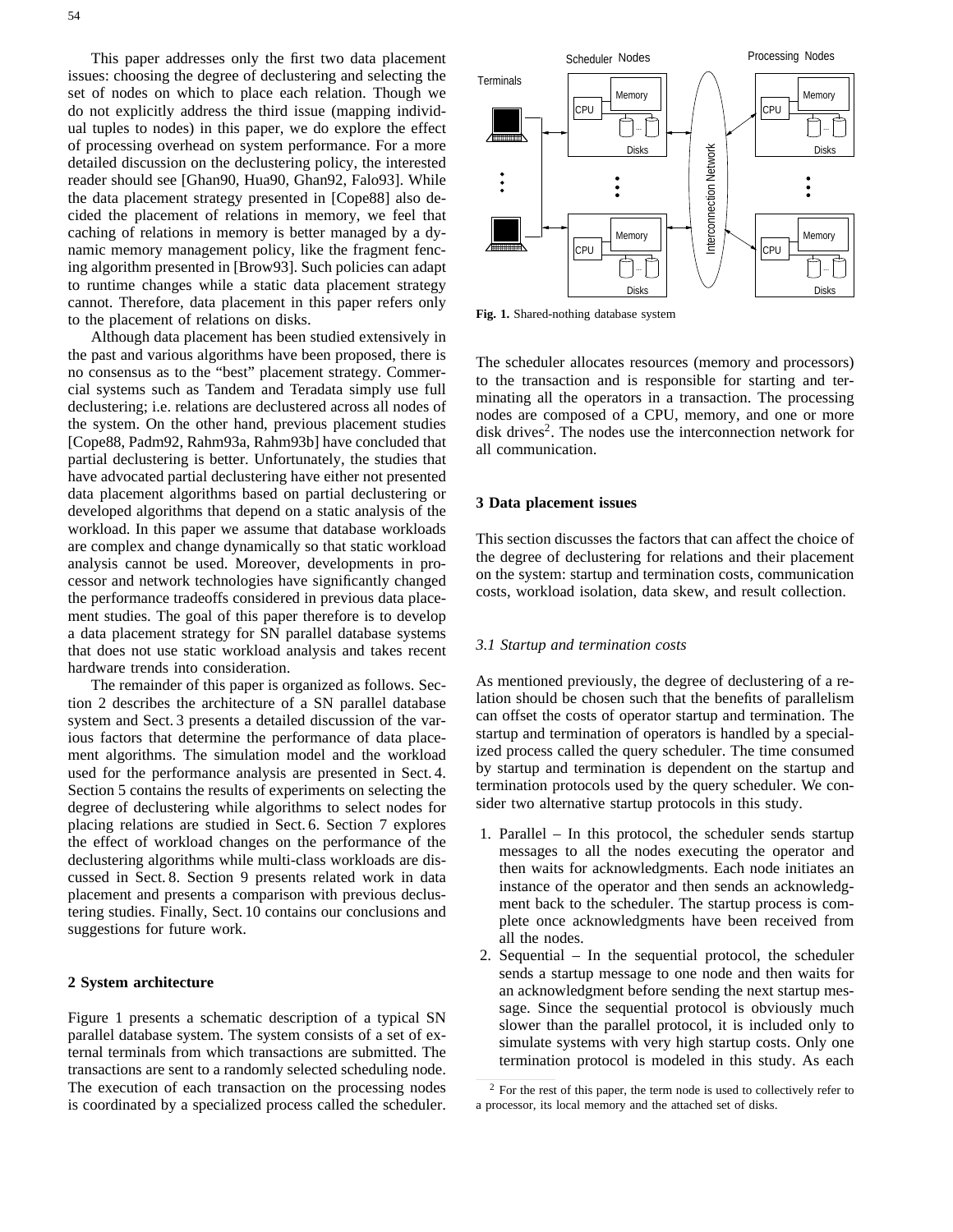This paper addresses only the first two data placement issues: choosing the degree of declustering and selecting the set of nodes on which to place each relation. Though we do not explicitly address the third issue (mapping individual tuples to nodes) in this paper, we do explore the effect of processing overhead on system performance. For a more detailed discussion on the declustering policy, the interested reader should see [Ghan90, Hua90, Ghan92, Falo93]. While the data placement strategy presented in [Cope88] also decided the placement of relations in memory, we feel that caching of relations in memory is better managed by a dynamic memory management policy, like the fragment fencing algorithm presented in [Brow93]. Such policies can adapt to runtime changes while a static data placement strategy cannot. Therefore, data placement in this paper refers only to the placement of relations on disks.

Although data placement has been studied extensively in the past and various algorithms have been proposed, there is no consensus as to the "best" placement strategy. Commercial systems such as Tandem and Teradata simply use full declustering; i.e. relations are declustered across all nodes of the system. On the other hand, previous placement studies [Cope88, Padm92, Rahm93a, Rahm93b] have concluded that partial declustering is better. Unfortunately, the studies that have advocated partial declustering have either not presented data placement algorithms based on partial declustering or developed algorithms that depend on a static analysis of the workload. In this paper we assume that database workloads are complex and change dynamically so that static workload analysis cannot be used. Moreover, developments in processor and network technologies have significantly changed the performance tradeoffs considered in previous data placement studies. The goal of this paper therefore is to develop a data placement strategy for SN parallel database systems that does not use static workload analysis and takes recent hardware trends into consideration.

The remainder of this paper is organized as follows. Section 2 describes the architecture of a SN parallel database system and Sect. 3 presents a detailed discussion of the various factors that determine the performance of data placement algorithms. The simulation model and the workload used for the performance analysis are presented in Sect. 4. Section 5 contains the results of experiments on selecting the degree of declustering while algorithms to select nodes for placing relations are studied in Sect. 6. Section 7 explores the effect of workload changes on the performance of the declustering algorithms while multi-class workloads are discussed in Sect. 8. Section 9 presents related work in data placement and presents a comparison with previous declustering studies. Finally, Sect. 10 contains our conclusions and suggestions for future work.

## 2 System architecture

Figure 1 presents a schematic description of a typical SN parallel database system. The system consists of a set of external terminals from which transactions are submitted. The transactions are sent to a randomly selected scheduling node. The execution of each transaction on the processing nodes is coordinated by a specialized process called the scheduler.

**Fig. 1.** Shared-nothing database system

The scheduler allocates resources (memory and processors) to the transaction and is responsible for starting and terminating all the operators in a transaction. The processing nodes are composed of a CPU, memory, and one or more disk drives[2]. The nodes use the interconnection network for all communication.

## 3 Data placement issues

This section discusses the factors that can affect the choice of the degree of declustering for relations and their placement on the system: startup and termination costs, communication costs, workload isolation, data skew, and result collection.

### *3.1 Startup and termination costs*

As mentioned previously, the degree of declustering of a relation should be chosen such that the benefits of parallelism can offset the costs of operator startup and termination. The startup and termination of operators is handled by a specialized process called the query scheduler. The time consumed by startup and termination is dependent on the startup and termination protocols used by the query scheduler. We consider two alternative startup protocols in this study.

1. Parallel – In this protocol, the scheduler sends startup messages to all the nodes executing the operator and then waits for acknowledgments. Each node initiates an instance of the operator and then sends an acknowledgment back to the scheduler. The startup process is complete once acknowledgments have been received from all the nodes.
2. Sequential – In the sequential protocol, the scheduler sends a startup message to one node and then waits for an acknowledgment before sending the next startup message. Since the sequential protocol is obviously much slower than the parallel protocol, it is included only to simulate systems with very high startup costs. Only one termination protocol is modeled in this study. As each

[2] For the rest of this paper, the term node is used to collectively refer to a processor, its local memory and the attached set of disks.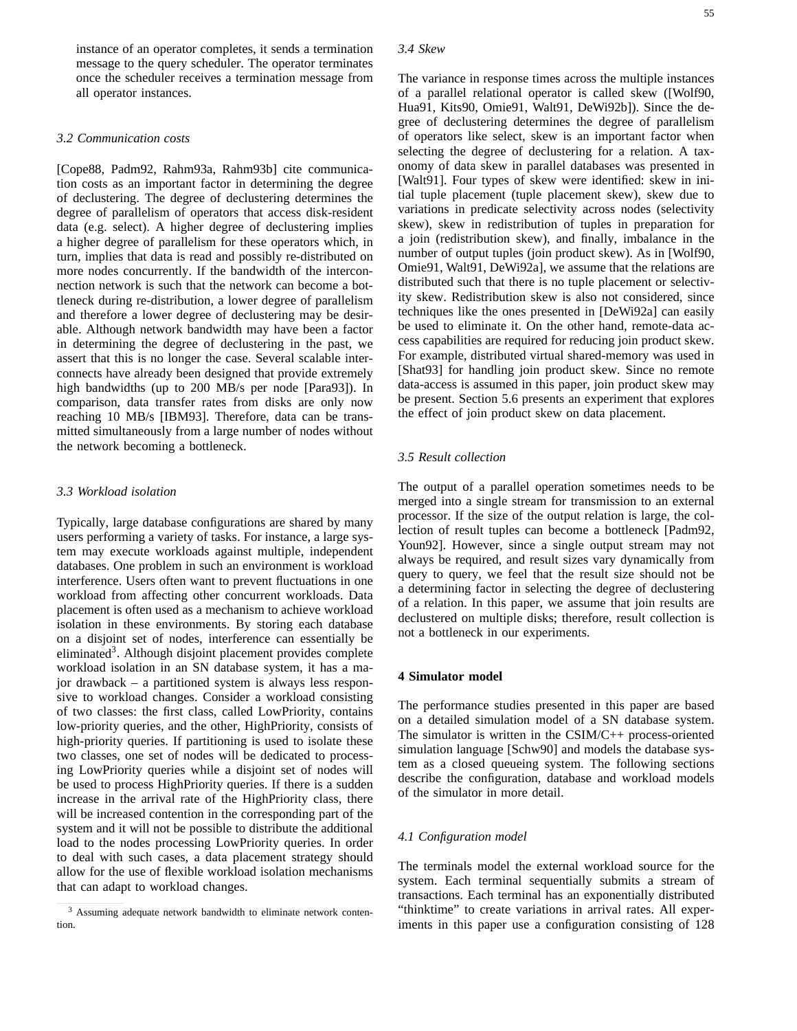instance of an operator completes, it sends a termination message to the query scheduler. The operator terminates once the scheduler receives a termination message from all operator instances.

### *3.2 Communication costs*

[Cope88, Padm92, Rahm93a, Rahm93b] cite communication costs as an important factor in determining the degree of declustering. The degree of declustering determines the degree of parallelism of operators that access disk-resident data (e.g. select). A higher degree of declustering implies a higher degree of parallelism for these operators which, in turn, implies that data is read and possibly re-distributed on more nodes concurrently. If the bandwidth of the interconnection network is such that the network can become a bottleneck during re-distribution, a lower degree of parallelism and therefore a lower degree of declustering may be desirable. Although network bandwidth may have been a factor in determining the degree of declustering in the past, we assert that this is no longer the case. Several scalable interconnects have already been designed that provide extremely high bandwidths (up to 200 MB/s per node [Para93]). In comparison, data transfer rates from disks are only now reaching 10 MB/s [IBM93]. Therefore, data can be transmitted simultaneously from a large number of nodes without the network becoming a bottleneck.

### *3.3 Workload isolation*

Typically, large database configurations are shared by many users performing a variety of tasks. For instance, a large system may execute workloads against multiple, independent databases. One problem in such an environment is workload interference. Users often want to prevent fluctuations in one workload from affecting other concurrent workloads. Data placement is often used as a mechanism to achieve workload isolation in these environments. By storing each database on a disjoint set of nodes, interference can essentially be eliminated[3]. Although disjoint placement provides complete workload isolation in an SN database system, it has a major drawback – a partitioned system is always less responsive to workload changes. Consider a workload consisting of two classes: the first class, called LowPriority, contains low-priority queries, and the other, HighPriority, consists of high-priority queries. If partitioning is used to isolate these two classes, one set of nodes will be dedicated to processing LowPriority queries while a disjoint set of nodes will be used to process HighPriority queries. If there is a sudden increase in the arrival rate of the HighPriority class, there will be increased contention in the corresponding part of the system and it will not be possible to distribute the additional load to the nodes processing LowPriority queries. In order to deal with such cases, a data placement strategy should allow for the use of flexible workload isolation mechanisms that can adapt to workload changes.

[3] Assuming adequate network bandwidth to eliminate network contention.

### *3.4 Skew*

The variance in response times across the multiple instances of a parallel relational operator is called skew ([Wolf90, Hua91, Kits90, Omie91, Walt91, DeWi92b]). Since the degree of declustering determines the degree of parallelism of operators like select, skew is an important factor when selecting the degree of declustering for a relation. A taxonomy of data skew in parallel databases was presented in [Walt91]. Four types of skew were identified: skew in initial tuple placement (tuple placement skew), skew due to variations in predicate selectivity across nodes (selectivity skew), skew in redistribution of tuples in preparation for a join (redistribution skew), and finally, imbalance in the number of output tuples (join product skew). As in [Wolf90, Omie91, Walt91, DeWi92a], we assume that the relations are distributed such that there is no tuple placement or selectivity skew. Redistribution skew is also not considered, since techniques like the ones presented in [DeWi92a] can easily be used to eliminate it. On the other hand, remote-data access capabilities are required for reducing join product skew. For example, distributed virtual shared-memory was used in [Shat93] for handling join product skew. Since no remote data-access is assumed in this paper, join product skew may be present. Section 5.6 presents an experiment that explores the effect of join product skew on data placement.

### *3.5 Result collection*

The output of a parallel operation sometimes needs to be merged into a single stream for transmission to an external processor. If the size of the output relation is large, the collection of result tuples can become a bottleneck [Padm92, Youn92]. However, since a single output stream may not always be required, and result sizes vary dynamically from query to query, we feel that the result size should not be a determining factor in selecting the degree of declustering of a relation. In this paper, we assume that join results are declustered on multiple disks; therefore, result collection is not a bottleneck in our experiments.

## 4 Simulator model

The performance studies presented in this paper are based on a detailed simulation model of a SN database system. The simulator is written in the CSIM/C++ process-oriented simulation language [Schw90] and models the database system as a closed queueing system. The following sections describe the configuration, database and workload models of the simulator in more detail.

### *4.1 Configuration model*

The terminals model the external workload source for the system. Each terminal sequentially submits a stream of transactions. Each terminal has an exponentially distributed "thinktime" to create variations in arrival rates. All experiments in this paper use a configuration consisting of 128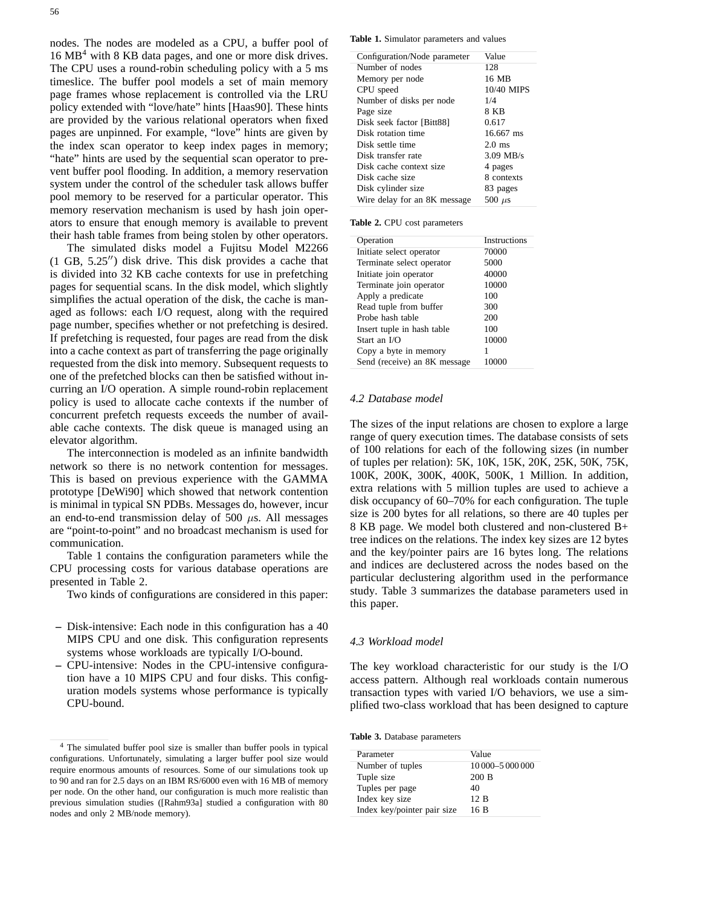nodes. The nodes are modeled as a CPU, a buffer pool of 16 MB[4] with 8 KB data pages, and one or more disk drives. The CPU uses a round-robin scheduling policy with a 5 ms timeslice. The buffer pool models a set of main memory page frames whose replacement is controlled via the LRU policy extended with "love/hate" hints [Haas90]. These hints are provided by the various relational operators when fixed pages are unpinned. For example, "love" hints are given by the index scan operator to keep index pages in memory; "hate" hints are used by the sequential scan operator to prevent buffer pool flooding. In addition, a memory reservation system under the control of the scheduler task allows buffer pool memory to be reserved for a particular operator. This memory reservation mechanism is used by hash join operators to ensure that enough memory is available to prevent their hash table frames from being stolen by other operators.

The simulated disks model a Fujitsu Model M2266 (1 GB, 5.25″) disk drive. This disk provides a cache that is divided into 32 KB cache contexts for use in prefetching pages for sequential scans. In the disk model, which slightly simplifies the actual operation of the disk, the cache is managed as follows: each I/O request, along with the required page number, specifies whether or not prefetching is desired. If prefetching is requested, four pages are read from the disk into a cache context as part of transferring the page originally requested from the disk into memory. Subsequent requests to one of the prefetched blocks can then be satisfied without incurring an I/O operation. A simple round-robin replacement policy is used to allocate cache contexts if the number of concurrent prefetch requests exceeds the number of available cache contexts. The disk queue is managed using an elevator algorithm.

The interconnection is modeled as an infinite bandwidth network so there is no network contention for messages. This is based on previous experience with the GAMMA prototype [DeWi90] which showed that network contention is minimal in typical SN PDBs. Messages do, however, incur an end-to-end transmission delay of 500 $\mu$s. All messages are "point-to-point" and no broadcast mechanism is used for communication.

Table 1 contains the configuration parameters while the CPU processing costs for various database operations are presented in Table 2.

Two kinds of configurations are considered in this paper:

- Disk-intensive: Each node in this configuration has a 40 MIPS CPU and one disk. This configuration represents systems whose workloads are typically I/O-bound.
- CPU-intensive: Nodes in the CPU-intensive configuration have a 10 MIPS CPU and four disks. This configuration models systems whose performance is typically CPU-bound.

[4] The simulated buffer pool size is smaller than buffer pools in typical configurations. Unfortunately, simulating a larger buffer pool size would require enormous amounts of resources. Some of our simulations took up to 90 and ran for 2.5 days on an IBM RS/6000 even with 16 MB of memory per node. On the other hand, our configuration is much more realistic than previous simulation studies ([Rahm93a] studied a configuration with 80 nodes and only 2 MB/node memory).

**Table 1.** Simulator parameters and values

| Configuration/Node parameter | Value |
|---|---|
| Number of nodes | 128 |
| Memory per node | 16 MB |
| CPU speed | 10/40 MIPS |
| Number of disks per node | 1/4 |
| Page size | 8 KB |
| Disk seek factor [Bitt88] | 0.617 |
| Disk rotation time | 16.667 ms |
| Disk settle time | 2.0 ms |
| Disk transfer rate | 3.09 MB/s |
| Disk cache context size | 4 pages |
| Disk cache size | 8 contexts |
| Disk cylinder size | 83 pages |
| Wire delay for an 8K message | 500 $\mu$s |

**Table 2.** CPU cost parameters

| Operation | Instructions |
|---|---|
| Initiate select operator | 70000 |
| Terminate select operator | 5000 |
| Initiate join operator | 40000 |
| Terminate join operator | 10000 |
| Apply a predicate | 100 |
| Read tuple from buffer | 300 |
| Probe hash table | 200 |
| Insert tuple in hash table | 100 |
| Start an I/O | 10000 |
| Copy a byte in memory | 1 |
| Send (receive) an 8K message | 10000 |

### 4.2 Database model

The sizes of the input relations are chosen to explore a large range of query execution times. The database consists of sets of 100 relations for each of the following sizes (in number of tuples per relation): 5K, 10K, 15K, 20K, 25K, 50K, 75K, 100K, 200K, 300K, 400K, 500K, 1 Million. In addition, extra relations with 5 million tuples are used to achieve a disk occupancy of 60–70% for each configuration. The tuple size is 200 bytes for all relations, so there are 40 tuples per 8 KB page. We model both clustered and non-clustered B+ tree indices on the relations. The index key sizes are 12 bytes and the key/pointer pairs are 16 bytes long. The relations and indices are declustered across the nodes based on the particular declustering algorithm used in the performance study. Table 3 summarizes the database parameters used in this paper.

### 4.3 Workload model

The key workload characteristic for our study is the I/O access pattern. Although real workloads contain numerous transaction types with varied I/O behaviors, we use a simplified two-class workload that has been designed to capture

**Table 3.** Database parameters

| Parameter | Value |
|---|---|
| Number of tuples | 10 000–5 000 000 |
| Tuple size | 200 B |
| Tuples per page | 40 |
| Index key size | 12 B |
| Index key/pointer pair size | 16 B |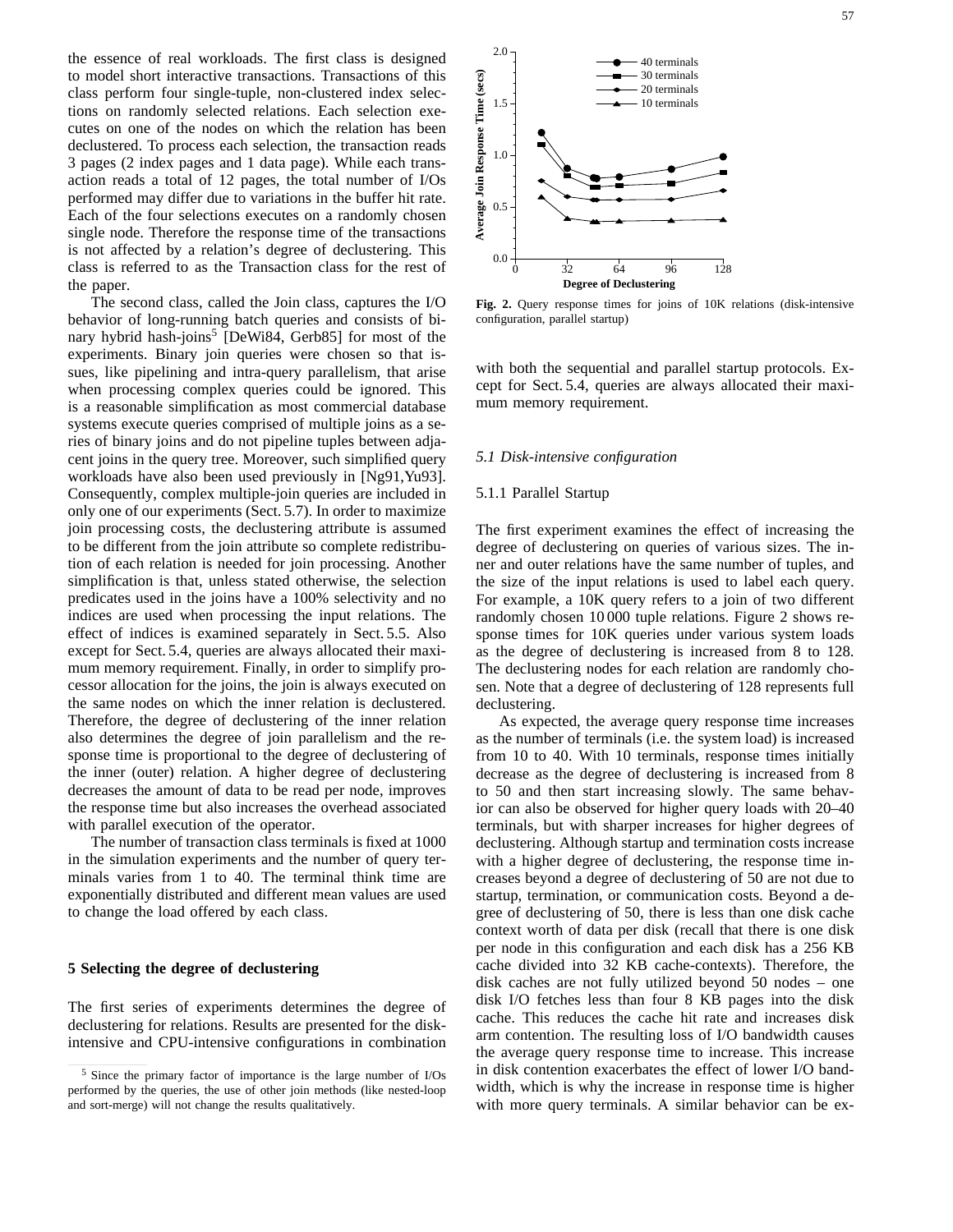the essence of real workloads. The first class is designed to model short interactive transactions. Transactions of this class perform four single-tuple, non-clustered index selections on randomly selected relations. Each selection executes on one of the nodes on which the relation has been declustered. To process each selection, the transaction reads 3 pages (2 index pages and 1 data page). While each transaction reads a total of 12 pages, the total number of I/Os performed may differ due to variations in the buffer hit rate. Each of the four selections executes on a randomly chosen single node. Therefore the response time of the transactions is not affected by a relation's degree of declustering. This class is referred to as the Transaction class for the rest of the paper.

The second class, called the Join class, captures the I/O behavior of long-running batch queries and consists of binary hybrid hash-joins[5] [DeWi84, Gerb85] for most of the experiments. Binary join queries were chosen so that issues, like pipelining and intra-query parallelism, that arise when processing complex queries could be ignored. This is a reasonable simplification as most commercial database systems execute queries comprised of multiple joins as a series of binary joins and do not pipeline tuples between adjacent joins in the query tree. Moreover, such simplified query workloads have also been used previously in [Ng91,Yu93]. Consequently, complex multiple-join queries are included in only one of our experiments (Sect. 5.7). In order to maximize join processing costs, the declustering attribute is assumed to be different from the join attribute so complete redistribution of each relation is needed for join processing. Another simplification is that, unless stated otherwise, the selection predicates used in the joins have a 100% selectivity and no indices are used when processing the input relations. The effect of indices is examined separately in Sect. 5.5. Also except for Sect. 5.4, queries are always allocated their maximum memory requirement. Finally, in order to simplify processor allocation for the joins, the join is always executed on the same nodes on which the inner relation is declustered. Therefore, the degree of declustering of the inner relation also determines the degree of join parallelism and the response time is proportional to the degree of declustering of the inner (outer) relation. A higher degree of declustering decreases the amount of data to be read per node, improves the response time but also increases the overhead associated with parallel execution of the operator.

The number of transaction class terminals is fixed at 1000 in the simulation experiments and the number of query terminals varies from 1 to 40. The terminal think time are exponentially distributed and different mean values are used to change the load offered by each class.

## 5 Selecting the degree of declustering

The first series of experiments determines the degree of declustering for relations. Results are presented for the disk-intensive and CPU-intensive configurations in combination with both the sequential and parallel startup protocols. Except for Sect. 5.4, queries are always allocated their maximum memory requirement.

[5] Since the primary factor of importance is the large number of I/Os performed by the queries, the use of other join methods (like nested-loop and sort-merge) will not change the results qualitatively.

**Fig. 2.** Query response times for joins of 10K relations (disk-intensive configuration, parallel startup)

### *5.1 Disk-intensive configuration*

#### 5.1.1 Parallel Startup

The first experiment examines the effect of increasing the degree of declustering on queries of various sizes. The inner and outer relations have the same number of tuples, and the size of the input relations is used to label each query. For example, a 10K query refers to a join of two different randomly chosen 10 000 tuple relations. Figure 2 shows response times for 10K queries under various system loads as the degree of declustering is increased from 8 to 128. The declustering nodes for each relation are randomly chosen. Note that a degree of declustering of 128 represents full declustering.

As expected, the average query response time increases as the number of terminals (i.e. the system load) is increased from 10 to 40. With 10 terminals, response times initially decrease as the degree of declustering is increased from 8 to 50 and then start increasing slowly. The same behavior can also be observed for higher query loads with 20–40 terminals, but with sharper increases for higher degrees of declustering. Although startup and termination costs increase with a higher degree of declustering, the response time increases beyond a degree of declustering of 50 are not due to startup, termination, or communication costs. Beyond a degree of declustering of 50, there is less than one disk cache context worth of data per disk (recall that there is one disk per node in this configuration and each disk has a 256 KB cache divided into 32 KB cache-contexts). Therefore, the disk caches are not fully utilized beyond 50 nodes – one disk I/O fetches less than four 8 KB pages into the disk cache. This reduces the cache hit rate and increases disk arm contention. The resulting loss of I/O bandwidth causes the average query response time to increase. This increase in disk contention exacerbates the effect of lower I/O bandwidth, which is why the increase in response time is higher with more query terminals. A similar behavior can be ex-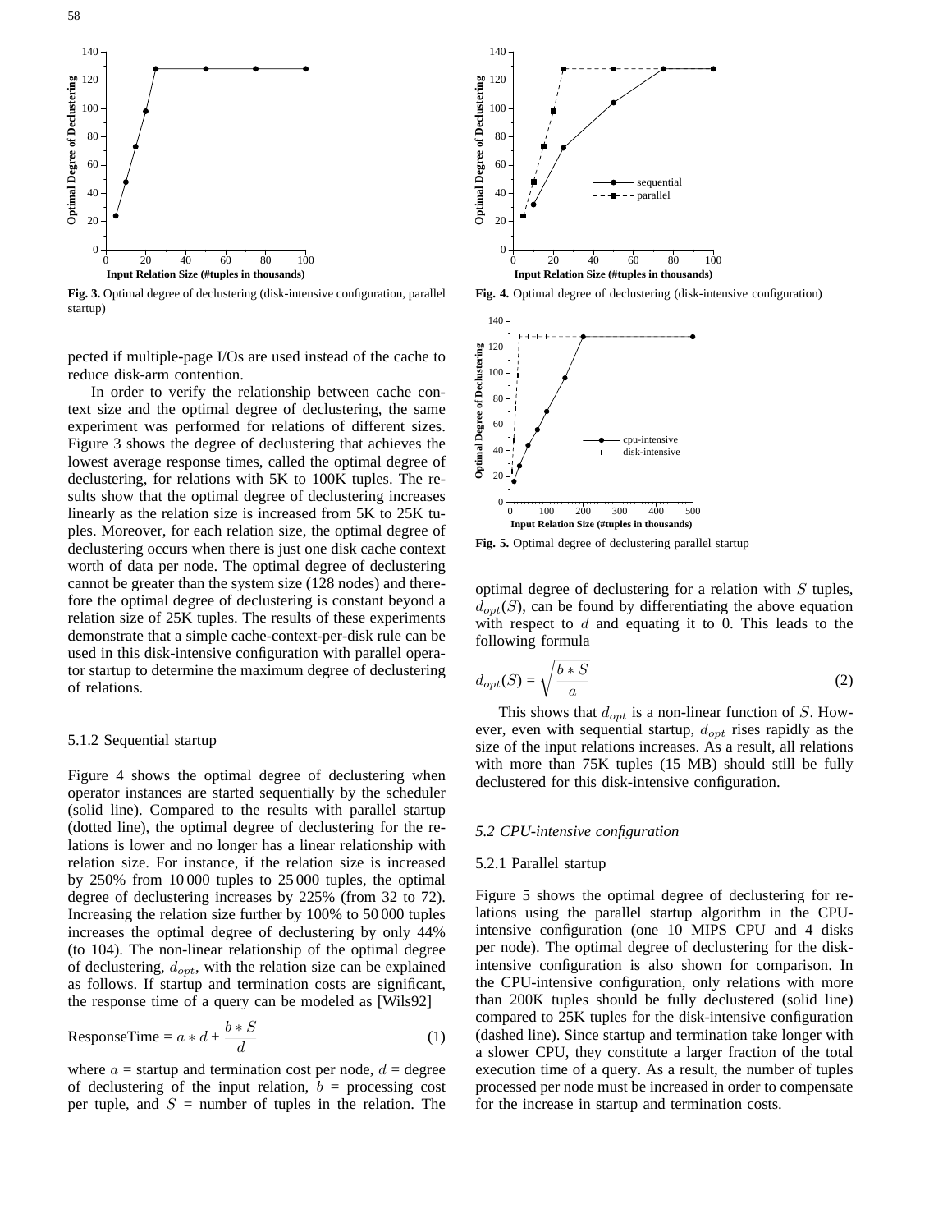Fig. 3. Optimal degree of declustering (disk-intensive configuration, parallel startup)

Fig. 4. Optimal degree of declustering (disk-intensive configuration)

Fig. 5. Optimal degree of declustering parallel startup

pected if multiple-page I/Os are used instead of the cache to reduce disk-arm contention.

In order to verify the relationship between cache context size and the optimal degree of declustering, the same experiment was performed for relations of different sizes. Figure 3 shows the degree of declustering that achieves the lowest average response times, called the optimal degree of declustering, for relations with 5K to 100K tuples. The results show that the optimal degree of declustering increases linearly as the relation size is increased from 5K to 25K tuples. Moreover, for each relation size, the optimal degree of declustering occurs when there is just one disk cache context worth of data per node. The optimal degree of declustering cannot be greater than the system size (128 nodes) and therefore the optimal degree of declustering is constant beyond a relation size of 25K tuples. The results of these experiments demonstrate that a simple cache-context-per-disk rule can be used in this disk-intensive configuration with parallel operator startup to determine the maximum degree of declustering of relations.

### 5.1.2 Sequential startup

Figure 4 shows the optimal degree of declustering when operator instances are started sequentially by the scheduler (solid line). Compared to the results with parallel startup (dotted line), the optimal degree of declustering for the relations is lower and no longer has a linear relationship with relation size. For instance, if the relation size is increased by 250% from 10 000 tuples to 25 000 tuples, the optimal degree of declustering increases by 225% (from 32 to 72). Increasing the relation size further by 100% to 50 000 tuples increases the optimal degree of declustering by only 44% (to 104). The non-linear relationship of the optimal degree of declustering, $d_{opt}$, with the relation size can be explained as follows. If startup and termination costs are significant, the response time of a query can be modeled as [Wils92]

$$\text{ResponseTime} = a * d + \frac{b * S}{d} \tag{1}$$

where $a$ = startup and termination cost per node, $d$ = degree of declustering of the input relation, $b$ = processing cost per tuple, and $S$ = number of tuples in the relation. The optimal degree of declustering for a relation with $S$ tuples, $d_{opt}(S)$, can be found by differentiating the above equation with respect to $d$ and equating it to 0. This leads to the following formula

$$d_{opt}(S) = \sqrt{\frac{b * S}{a}} \tag{2}$$

This shows that $d_{opt}$ is a non-linear function of $S$. However, even with sequential startup, $d_{opt}$ rises rapidly as the size of the input relations increases. As a result, all relations with more than 75K tuples (15 MB) should still be fully declustered for this disk-intensive configuration.

### *5.2 CPU-intensive configuration*

### 5.2.1 Parallel startup

Figure 5 shows the optimal degree of declustering for relations using the parallel startup algorithm in the CPU-intensive configuration (one 10 MIPS CPU and 4 disks per node). The optimal degree of declustering for the disk-intensive configuration is also shown for comparison. In the CPU-intensive configuration, only relations with more than 200K tuples should be fully declustered (solid line) compared to 25K tuples for the disk-intensive configuration (dashed line). Since startup and termination take longer with a slower CPU, they constitute a larger fraction of the total execution time of a query. As a result, the number of tuples processed per node must be increased in order to compensate for the increase in startup and termination costs.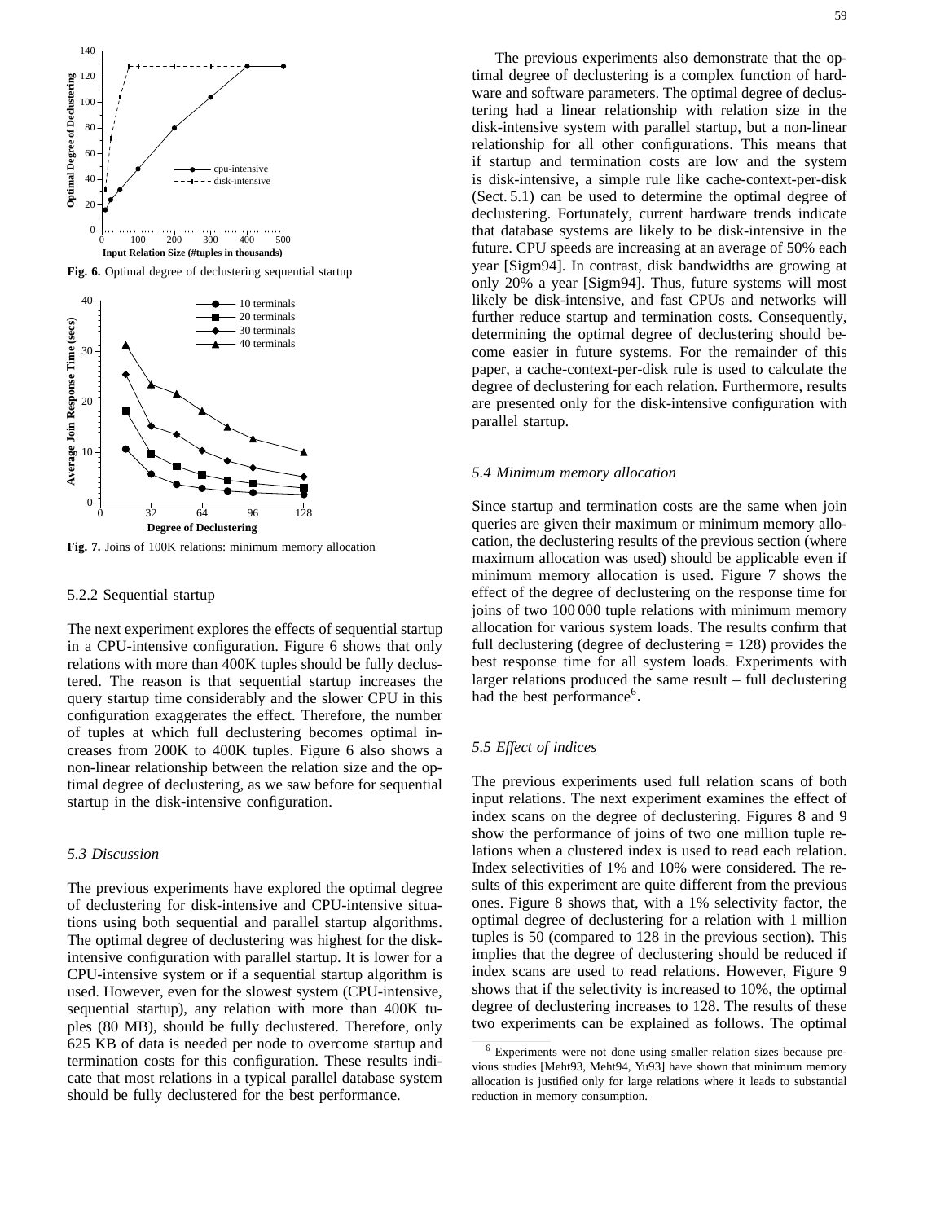Fig. 6. Optimal degree of declustering sequential startup

Fig. 7. Joins of 100K relations: minimum memory allocation

### 5.2.2 Sequential startup

The next experiment explores the effects of sequential startup in a CPU-intensive configuration. Figure 6 shows that only relations with more than 400K tuples should be fully declustered. The reason is that sequential startup increases the query startup time considerably and the slower CPU in this configuration exaggerates the effect. Therefore, the number of tuples at which full declustering becomes optimal increases from 200K to 400K tuples. Figure 6 also shows a non-linear relationship between the relation size and the optimal degree of declustering, as we saw before for sequential startup in the disk-intensive configuration.

## *5.3 Discussion*

The previous experiments have explored the optimal degree of declustering for disk-intensive and CPU-intensive situations using both sequential and parallel startup algorithms. The optimal degree of declustering was highest for the disk-intensive configuration with parallel startup. It is lower for a CPU-intensive system or if a sequential startup algorithm is used. However, even for the slowest system (CPU-intensive, sequential startup), any relation with more than 400K tuples (80 MB), should be fully declustered. Therefore, only 625 KB of data is needed per node to overcome startup and termination costs for this configuration. These results indicate that most relations in a typical parallel database system should be fully declustered for the best performance.

The previous experiments also demonstrate that the optimal degree of declustering is a complex function of hardware and software parameters. The optimal degree of declustering had a linear relationship with relation size in the disk-intensive system with parallel startup, but a non-linear relationship for all other configurations. This means that if startup and termination costs are low and the system is disk-intensive, a simple rule like cache-context-per-disk (Sect. 5.1) can be used to determine the optimal degree of declustering. Fortunately, current hardware trends indicate that database systems are likely to be disk-intensive in the future. CPU speeds are increasing at an average of 50% each year [Sigm94]. In contrast, disk bandwidths are growing at only 20% a year [Sigm94]. Thus, future systems will most likely be disk-intensive, and fast CPUs and network will further reduce startup and termination costs. Consequently, determining the optimal degree of declustering should become easier in future systems. For the remainder of this paper, a cache-context-per-disk rule is used to calculate the degree of declustering for each relation. Furthermore, results are presented only for the disk-intensive configuration with parallel startup.

## *5.4 Minimum memory allocation*

Since startup and termination costs are the same when join queries are given their maximum or minimum memory allocation, the declustering results of the previous section (where maximum allocation was used) should be applicable even if minimum memory allocation is used. Figure 7 shows the effect of the degree of declustering on the response time for joins of two 100 000 tuple relations with minimum memory allocation for various system loads. The results confirm that full declustering (degree of declustering = 128) provides the best response time for all system loads. Experiments with larger relations produced the same result – full declustering had the best performance[6].

## *5.5 Effect of indices*

The previous experiments used full relation scans of both input relations. The next experiment examines the effect of index scans on the degree of declustering. Figures 8 and 9 show the performance of joins of two one million tuple relations when a clustered index is used to read each relation. Index selectivities of 1% and 10% were considered. The results of this experiment are quite different from the previous ones. Figure 8 shows that, with a 1% selectivity factor, the optimal degree of declustering for a relation with 1 million tuples is 50 (compared to 128 in the previous section). This implies that the degree of declustering should be reduced if index scans are used to read relations. However, Figure 9 shows that if the selectivity is increased to 10%, the optimal degree of declustering increases to 128. The results of these two experiments can be explained as follows. The optimal

[6] Experiments were not done using smaller relation sizes because previous studies [Meht93, Meht94, Yu93] have shown that minimum memory allocation is justified only for large relations where it leads to substantial reduction in memory consumption.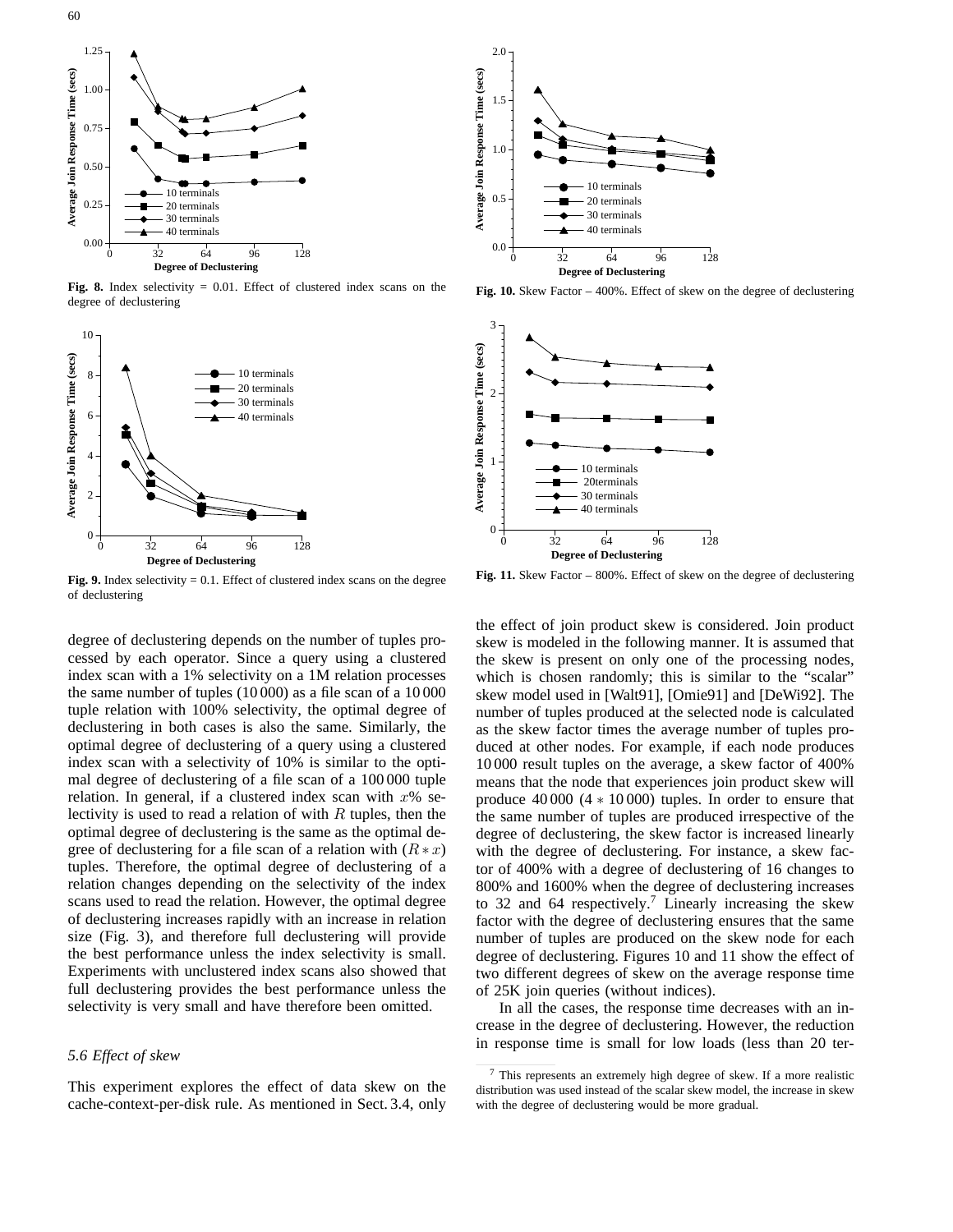Fig. 8. Index selectivity = 0.01. Effect of clustered index scans on the degree of declustering

Fig. 9. Index selectivity = 0.1. Effect of clustered index scans on the degree of declustering

Fig. 10. Skew Factor – 400%. Effect of skew on the degree of declustering

Fig. 11. Skew Factor – 800%. Effect of skew on the degree of declustering

degree of declustering depends on the number of tuples processed by each operator. Since a query using a clustered index scan with a 1% selectivity on a 1M relation processes the same number of tuples (10 000) as a file scan of a 10 000 tuple relation with 100% selectivity, the optimal degree of declustering in both cases is also the same. Similarly, the optimal degree of declustering of a query using a clustered index scan with a selectivity of 10% is similar to the optimal degree of declustering of a file scan of a 100 000 tuple relation. In general, if a clustered index scan with $x$% selectivity is used to read a relation of with $R$ tuples, then the optimal degree of declustering is the same as the optimal degree of declustering for a file scan of a relation with $(R * x)$ tuples. Therefore, the optimal degree of declustering of a relation changes depending on the selectivity of the index scans used to read the relation. However, the optimal degree of declustering increases rapidly with an increase in relation size (Fig. 3), and therefore full declustering will provide the best performance unless the index selectivity is small. Experiments with unclustered index scans also showed that full declustering provides the best performance unless the selectivity is very small and have therefore been omitted.

### 5.6 Effect of skew

This experiment explores the effect of data skew on the cache-context-per-disk rule. As mentioned in Sect. 3.4, only the effect of join product skew is considered. Join product skew is modeled in the following manner. It is assumed that the skew is present on only one of the processing nodes, which is chosen randomly; this is similar to the "scalar" skew model used in [Walt91], [Omie91] and [DeWi92]. The number of tuples produced at the selected node is calculated as the skew factor times the average number of tuples produced at other nodes. For example, if each node produces 10 000 result tuples on the average, a skew factor of 400% means that the node that experiences join product skew will produce 40 000 ($4 * 10\,000$) tuples. In order to ensure that the same number of tuples are produced irrespective of the degree of declustering, the skew factor is increased linearly with the degree of declustering. For instance, a skew factor of 400% with a degree of declustering of 16 changes to 800% and 1600% when the degree of declustering increases to 32 and 64 respectively.[7] Linearly increasing the skew factor with the degree of declustering ensures that the same number of tuples are produced on the skew node for each degree of declustering. Figures 10 and 11 show the effect of two different degrees of skew on the average response time of 25K join queries (without indices).

In all the cases, the response time decreases with an increase in the degree of declustering. However, the reduction in response time is small for low loads (less than 20 ter-

[7] This represents an extremely high degree of skew. If a more realistic distribution was used instead of the scalar skew model, the increase in skew with the degree of declustering would be more gradual.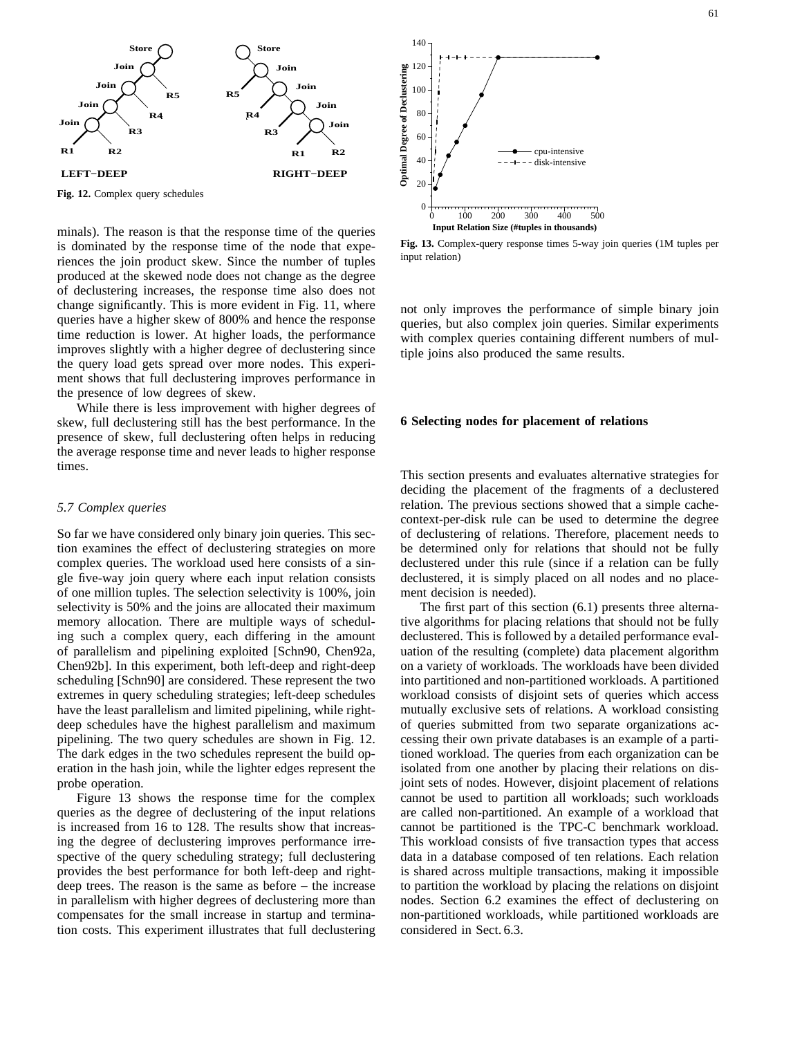Fig. 12. Complex query schedules

Fig. 13. Complex-query response times 5-way join queries (1M tuples per input relation)

minals). The reason is that the response time of the queries is dominated by the response time of the node that experiences the join product skew. Since the number of tuples produced at the skewed node does not change as the degree of declustering increases, the response time also does not change significantly. This is more evident in Fig. 11, where queries have a higher skew of 800% and hence the response time reduction is lower. At higher loads, the performance improves slightly with a higher degree of declustering since the query load gets spread over more nodes. This experiment shows that full declustering improves performance in the presence of low degrees of skew.

While there is less improvement with higher degrees of skew, full declustering still has the best performance. In the presence of skew, full declustering often helps in reducing the average response time and never leads to higher response times.

### *5.7 Complex queries*

So far we have considered only binary join queries. This section examines the effect of declustering strategies on more complex queries. The workload used here consists of a single five-way join query where each input relation consists of one million tuples. The selection selectivity is 100%, join selectivity is 50% and the joins are allocated their maximum memory allocation. There are multiple ways of scheduling such a complex query, each differing in the amount of parallelism and pipelining exploited [Schn90, Chen92a, Chen92b]. In this experiment, both left-deep and right-deep scheduling [Schn90] are considered. These represent the two extremes in query scheduling strategies; left-deep schedules have the least parallelism and limited pipelining, while right-deep schedules have the highest parallelism and maximum pipelining. The two query schedules are shown in Fig. 12. The dark edges in the two schedules represent the build operation in the hash join, while the lighter edges represent the probe operation.

Figure 13 shows the response time for the complex queries as the degree of declustering of the input relations is increased from 16 to 128. The results show that increasing the degree of declustering improves performance irrespective of the query scheduling strategy; full declustering provides the best performance for both left-deep and right-deep trees. The reason is the same as before – the increase in parallelism with higher degrees of declustering more than compensates for the small increase in startup and termination costs. This experiment illustrates that full declustering not only improves the performance of simple binary join queries, but also complex join queries. Similar experiments with complex queries containing different numbers of multiple joins also produced the same results.

## 6 Selecting nodes for placement of relations

This section presents and evaluates alternative strategies for deciding the placement of the fragments of a declustered relation. The previous sections showed that a simple cache-context-per-disk rule can be used to determine the degree of declustering of relations. Therefore, placement needs to be determined only for relations that should not be fully declustered under this rule (since if a relation can be fully declustered, it is simply placed on all nodes and no placement decision is needed).

The first part of this section (6.1) presents three alternative algorithms for placing relations that should not be fully declustered. This is followed by a detailed performance evaluation of the resulting (complete) data placement algorithm on a variety of workloads. The workloads have been divided into partitioned and non-partitioned workloads. A partitioned workload consists of disjoint sets of queries which access mutually exclusive sets of relations. A workload consisting of queries submitted from two separate organizations accessing their own private databases is an example of a partitioned workload. The queries from each organization can be isolated from one another by placing their relations on disjoint sets of nodes. However, disjoint placement of relations cannot be used to partition all workloads; such workloads are called non-partitioned. An example of a workload that cannot be partitioned is the TPC-C benchmark workload. This workload consists of five transaction types that access data in a database composed of ten relations. Each relation is shared across multiple transactions, making it impossible to partition the workload by placing the relations on disjoint nodes. Section 6.2 examines the effect of declustering on non-partitioned workloads, while partitioned workloads are considered in Sect. 6.3.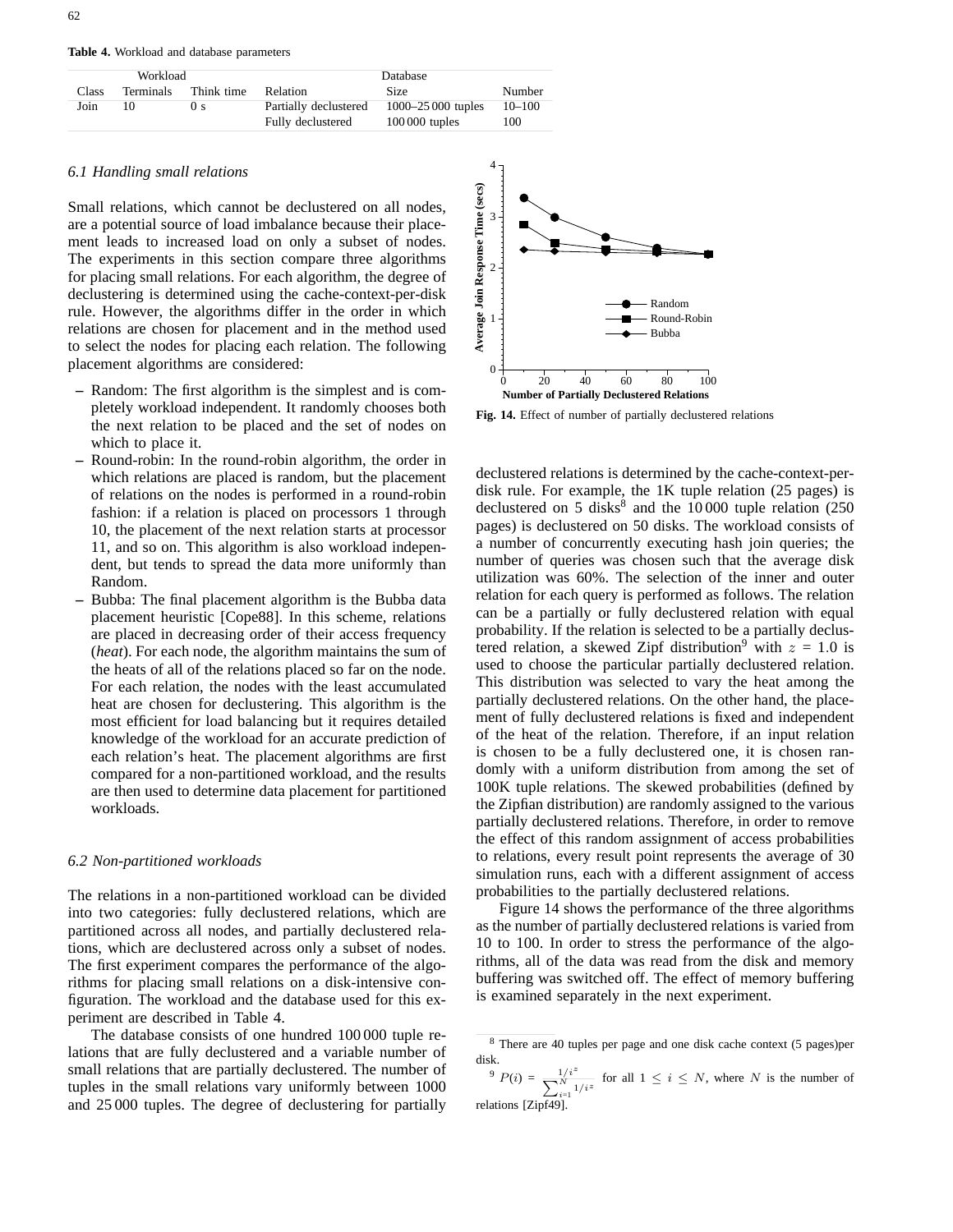**Table 4.** Workload and database parameters

| Workload | | | Database | | |
|---|---|---|---|---|---|
| Class | Terminals | Think time | Relation | Size | Number |
| Join | 10 | 0 s | Partially declustered | 1000–25 000 tuples | 10–100 |
| | | | Fully declustered | 100 000 tuples | 100 |

### 6.1 Handling small relations

Small relations, which cannot be declustered on all nodes, are a potential source of load imbalance because their placement leads to increased load on only a subset of nodes. The experiments in this section compare three algorithms for placing small relations. For each algorithm, the degree of declustering is determined using the cache-context-per-disk rule. However, the algorithms differ in the order in which relations are chosen for placement and in the method used to select the nodes for placing each relation. The following placement algorithms are considered:

- Random: The first algorithm is the simplest and is completely workload independent. It randomly chooses both the next relation to be placed and the set of nodes on which to place it.
- Round-robin: In the round-robin algorithm, the order in which relations are placed is random, but the placement of relations on the nodes is performed in a round-robin fashion: if a relation is placed on processors 1 through 10, the placement of the next relation starts at processor 11, and so on. This algorithm is also workload independent, but tends to spread the data more uniformly than Random.
- Bubba: The final placement algorithm is the Bubba data placement heuristic [Cope88]. In this scheme, relations are placed in decreasing order of their access frequency (*heat*). For each node, the algorithm maintains the sum of the heats of all of the relations placed so far on the node. For each relation, the nodes with the least accumulated heat are chosen for declustering. This algorithm is the most efficient for load balancing but it requires detailed knowledge of the workload for an accurate prediction of each relation's heat. The placement algorithms are first compared for a non-partitioned workload, and the results are then used to determine data placement for partitioned workloads.

### 6.2 Non-partitioned workloads

The relations in a non-partitioned workload can be divided into two categories: fully declustered relations, which are partitioned across all nodes, and partially declustered relations, which are declustered across only a subset of nodes. The first experiment compares the performance of the algorithms for placing small relations on a disk-intensive configuration. The workload and the database used for this experiment are described in Table 4.

The database consists of one hundred 100 000 tuple relations that are fully declustered and a variable number of small relations that are partially declustered. The number of tuples in the small relations vary uniformly between 1000 and 25 000 tuples. The degree of declustering for partially declustered relations is determined by the cache-context-per-disk rule. For example, the 1K tuple relation (25 pages) is declustered on 5 disks[8] and the 10 000 tuple relation (250 pages) is declustered on 50 disks. The workload consists of a number of concurrently executing hash join queries; the number of queries was chosen such that the average disk utilization was 60%. The selection of the inner and outer relation for each query is performed as follows. The relation can be a partially or fully declustered relation with equal probability. If the relation is selected to be a partially declustered relation, a skewed Zipf distribution[9] with $z = 1.0$ is used to choose the particular partially declustered relation. This distribution was selected to vary the heat among the partially declustered relations. On the other hand, the placement of fully declustered relations is fixed and independent of the heat of the relation. Therefore, if an input relation is chosen to be a fully declustered one, it is chosen randomly with a uniform distribution from among the set of 100K tuple relations. The skewed probabilities (defined by the Zipfian distribution) are randomly assigned to the various partially declustered relations. Therefore, in order to remove the effect of this random assignment of access probabilities to relations, every result point represents the average of 30 simulation runs, each with a different assignment of access probabilities to the partially declustered relations.

Average Join Response Time (secs)
4
3
2
1
0
0 20 40 60 80 100
Number of Partially Declustered Relations
Random
Round-Robin
Bubba

**Fig. 14.** Effect of number of partially declustered relations

Figure 14 shows the performance of the three algorithms as the number of partially declustered relations is varied from 10 to 100. In order to stress the performance of the algorithms, all of the data was read from the disk and memory buffering was switched off. The effect of memory buffering is examined separately in the next experiment.

[8] There are 40 tuples per page and one disk cache context (5 pages)per disk.

[9] $P(i) = \frac{1/i^z}{\sum_{i=1}^{N} 1/i^z}$ for all $1 \leq i \leq N$, where $N$ is the number of relations [Zipf49].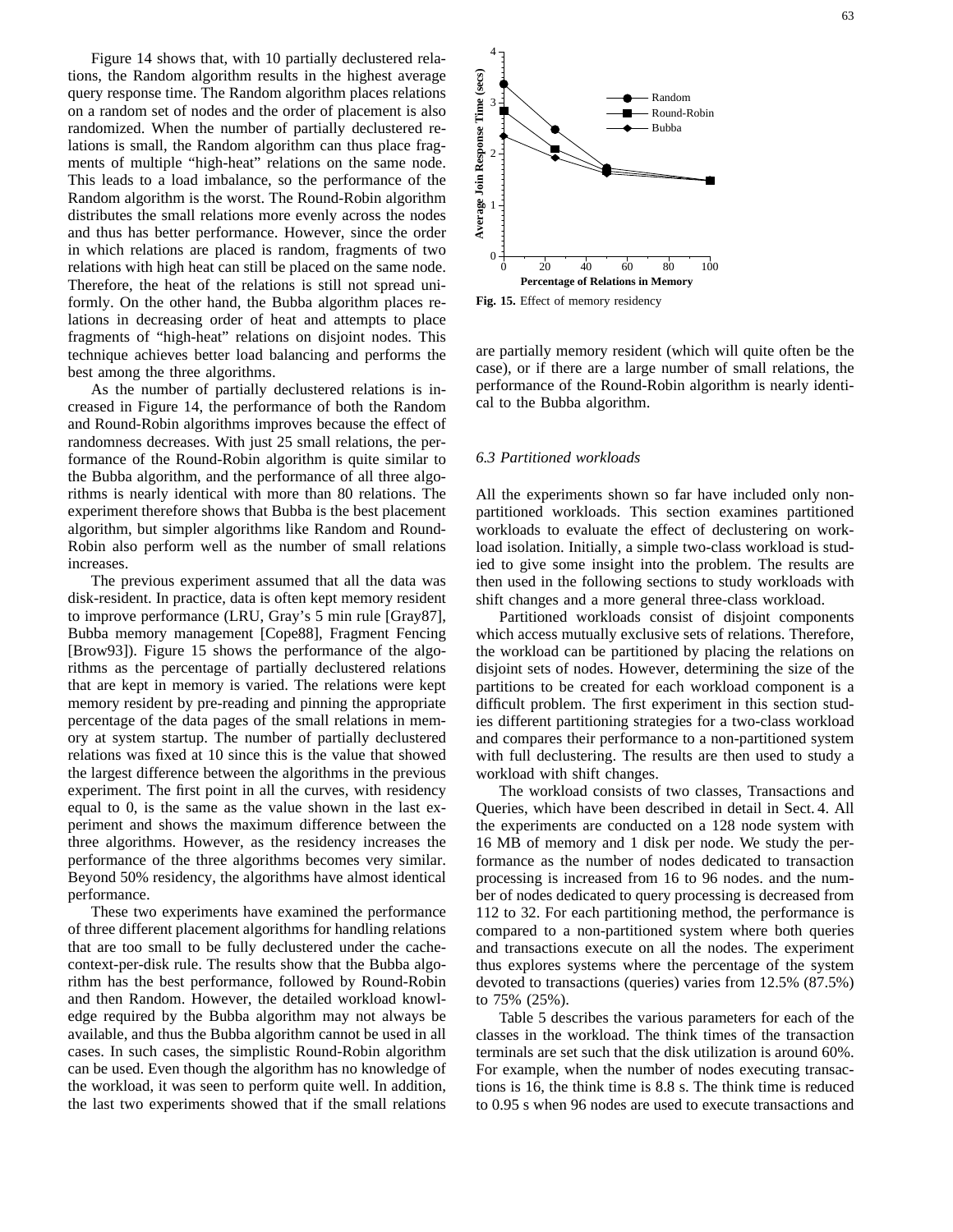Figure 14 shows that, with 10 partially declustered relations, the Random algorithm results in the highest average query response time. The Random algorithm places relations on a random set of nodes and the order of placement is also randomized. When the number of partially declustered relations is small, the Random algorithm can thus place fragments of multiple "high-heat" relations on the same node. This leads to a load imbalance, so the performance of the Random algorithm is the worst. The Round-Robin algorithm distributes the small relations more evenly across the nodes and thus has better performance. However, since the order in which relations are placed is random, fragments of two relations with high heat can still be placed on the same node. Therefore, the heat of the relations is still not spread uniformly. On the other hand, the Bubba algorithm places relations in decreasing order of heat and attempts to place fragments of "high-heat" relations on disjoint nodes. This technique achieves better load balancing and performs the best among the three algorithms.

As the number of partially declustered relations is increased in Figure 14, the performance of both the Random and Round-Robin algorithms improves because the effect of randomness decreases. With just 25 small relations, the performance of the Round-Robin algorithm is quite similar to the Bubba algorithm, and the performance of all three algorithms is nearly identical with more than 80 relations. The experiment therefore shows that Bubba is the best placement algorithm, but simpler algorithms like Random and Round-Robin also perform well as the number of small relations increases.

The previous experiment assumed that all the data was disk-resident. In practice, data is often kept memory resident to improve performance (LRU, Gray's 5 min rule [Gray87], Bubba memory management [Cope88], Fragment Fencing [Brow93]). Figure 15 shows the performance of the algorithms as the percentage of partially declustered relations that are kept in memory is varied. The relations were kept memory resident by pre-reading and pinning the appropriate percentage of the data pages of the small relations in memory at system startup. The number of partially declustered relations was fixed at 10 since this is the value that showed the largest difference between the algorithms in the previous experiment. The first point in all the curves, with residency equal to 0, is the same as the value shown in the last experiment and shows the maximum difference between the three algorithms. However, as the residency increases the performance of the three algorithms becomes very similar. Beyond 50% residency, the algorithms have almost identical performance.

These two experiments have examined the performance of three different placement algorithms for handling relations that are too small to be fully declustered under the cache-context-per-disk rule. The results show that the Bubba algorithm has the best performance, followed by Round-Robin and then Random. However, the detailed workload knowledge required by the Bubba algorithm may not always be available, and thus the Bubba algorithm cannot be used in all cases. In such cases, the simplistic Round-Robin algorithm can be used. Even though the algorithm has no knowledge of the workload, it was seen to perform quite well. In addition, the last two experiments showed that if the small relations are partially memory resident (which will quite often be the case), or if there are a large number of small relations, the performance of the Round-Robin algorithm is nearly identical to the Bubba algorithm.

**Fig. 15.** Effect of memory residency

### *6.3 Partitioned workloads*

All the experiments shown so far have included only non-partitioned workloads. This section examines partitioned workloads to evaluate the effect of declustering on workload isolation. Initially, a simple two-class workload is studied to give some insight into the problem. The results are then used in the following sections to study workloads with shift changes and a more general three-class workload.

Partitioned workloads consist of disjoint components which access mutually exclusive sets of relations. Therefore, the workload can be partitioned by placing the relations on disjoint sets of nodes. However, determining the size of the partitions to be created for each workload component is a difficult problem. The first experiment in this section studies different partitioning strategies for a two-class workload and compares their performance to a non-partitioned system with full declustering. The results are then used to study a workload with shift changes.

The workload consists of two classes, Transactions and Queries, which have been described in detail in Sect. 4. All the experiments are conducted on a 128 node system with 16 MB of memory and 1 disk per node. We study the performance as the number of nodes dedicated to transaction processing is increased from 16 to 96 nodes. and the number of nodes dedicated to query processing is decreased from 112 to 32. For each partitioning method, the performance is compared to a non-partitioned system where both queries and transactions execute on all the nodes. The experiment thus explores systems where the percentage of the system devoted to transactions (queries) varies from 12.5% (87.5%) to 75% (25%).

Table 5 describes the various parameters for each of the classes in the workload. The think times of the transaction terminals are set such that the disk utilization is around 60%. For example, when the number of nodes executing transactions is 16, the think time is 8.8 s. The think time is reduced to 0.95 s when 96 nodes are used to execute transactions and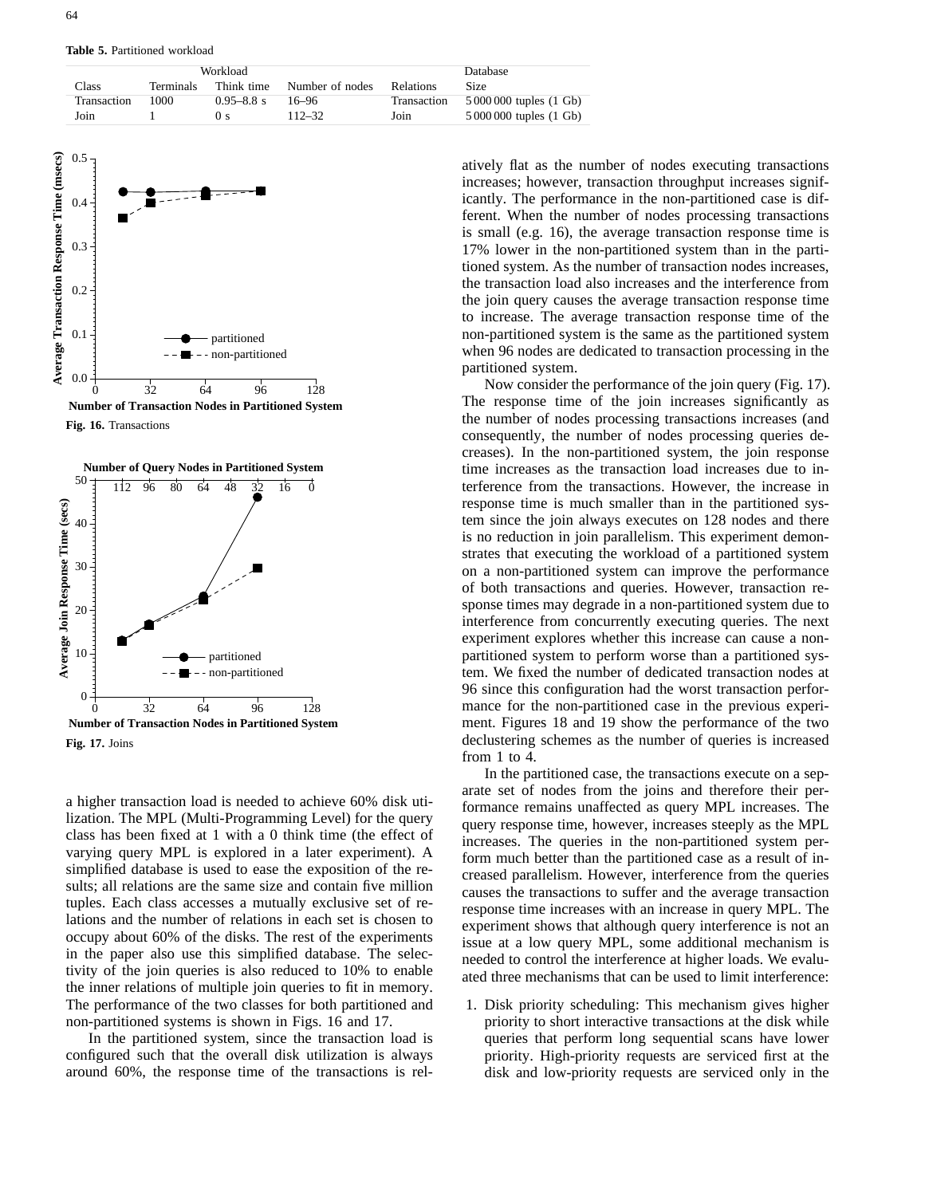**Table 5.** Partitioned workload

| Workload | | | | Database | |
|---|---|---|---|---|---|
| Class | Terminals | Think time | Number of nodes | Relations | Size |
| Transaction | 1000 | 0.95–8.8 s | 16–96 | Transaction | 5 000 000 tuples (1 Gb) |
| Join | 1 | 0 s | 112–32 | Join | 5 000 000 tuples (1 Gb) |

**Fig. 16.** Transactions

**Fig. 17.** Joins

a higher transaction load is needed to achieve 60% disk utilization. The MPL (Multi-Programming Level) for the query class has been fixed at 1 with a 0 think time (the effect of varying query MPL is explored in a later experiment). A simplified database is used to ease the exposition of the results; all relations are the same size and contain five million tuples. Each class accesses a mutually exclusive set of relations and the number of relations in each set is chosen to occupy about 60% of the disks. The rest of the experiments in the paper also use this simplified database. The selectivity of the join queries is also reduced to 10% to enable the inner relations of multiple join queries to fit in memory. The performance of the two classes for both partitioned and non-partitioned systems is shown in Figs. 16 and 17.

In the partitioned system, since the transaction load is configured such that the overall disk utilization is always around 60%, the response time of the transactions is relatively flat as the number of nodes executing transactions increases; however, transaction throughput increases significantly. The performance in the non-partitioned case is different. When the number of nodes processing transactions is small (e.g. 16), the average transaction response time is 17% lower in the non-partitioned system than in the partitioned system. As the number of transaction nodes increases, the transaction load also increases and the interference from the join query causes the average transaction response time to increase. The average transaction response time of the non-partitioned system is the same as the partitioned system when 96 nodes are dedicated to transaction processing in the partitioned system.

Now consider the performance of the join query (Fig. 17). The response time of the join increases significantly as the number of nodes processing transactions increases (and consequently, the number of nodes processing queries decreases). In the non-partitioned system, the join response time increases as the transaction load increases due to interference from the transactions. However, the increase in response time is much smaller than in the partitioned system since the join always executes on 128 nodes and there is no reduction in join parallelism. This experiment demonstrates that executing the workload of a partitioned system on a non-partitioned system can improve the performance of both transactions and queries. However, transaction response times may degrade in a non-partitioned system due to interference from concurrently executing queries. The next experiment explores whether this increase can cause a non-partitioned system to perform worse than a partitioned system. We fixed the number of dedicated transaction nodes at 96 since this configuration had the worst transaction performance for the non-partitioned case in the previous experiment. Figures 18 and 19 show the performance of the two declustering schemes as the number of queries is increased from 1 to 4.

In the partitioned case, the transactions execute on a separate set of nodes from the joins and therefore their performance remains unaffected as query MPL increases. The query response time, however, increases steeply as the MPL increases. The queries in the non-partitioned system perform much better than the partitioned case as a result of increased parallelism. However, interference from the queries causes the transactions to suffer and the average transaction response time increases with an increase in query MPL. The experiment shows that although query interference is not an issue at a low query MPL, some additional mechanism is needed to control the interference at higher loads. We evaluated three mechanisms that can be used to limit interference:

1. Disk priority scheduling: This mechanism gives higher priority to short interactive transactions at the disk while queries that perform long sequential scans have lower priority. High-priority requests are serviced first at the disk and low-priority requests are serviced only in the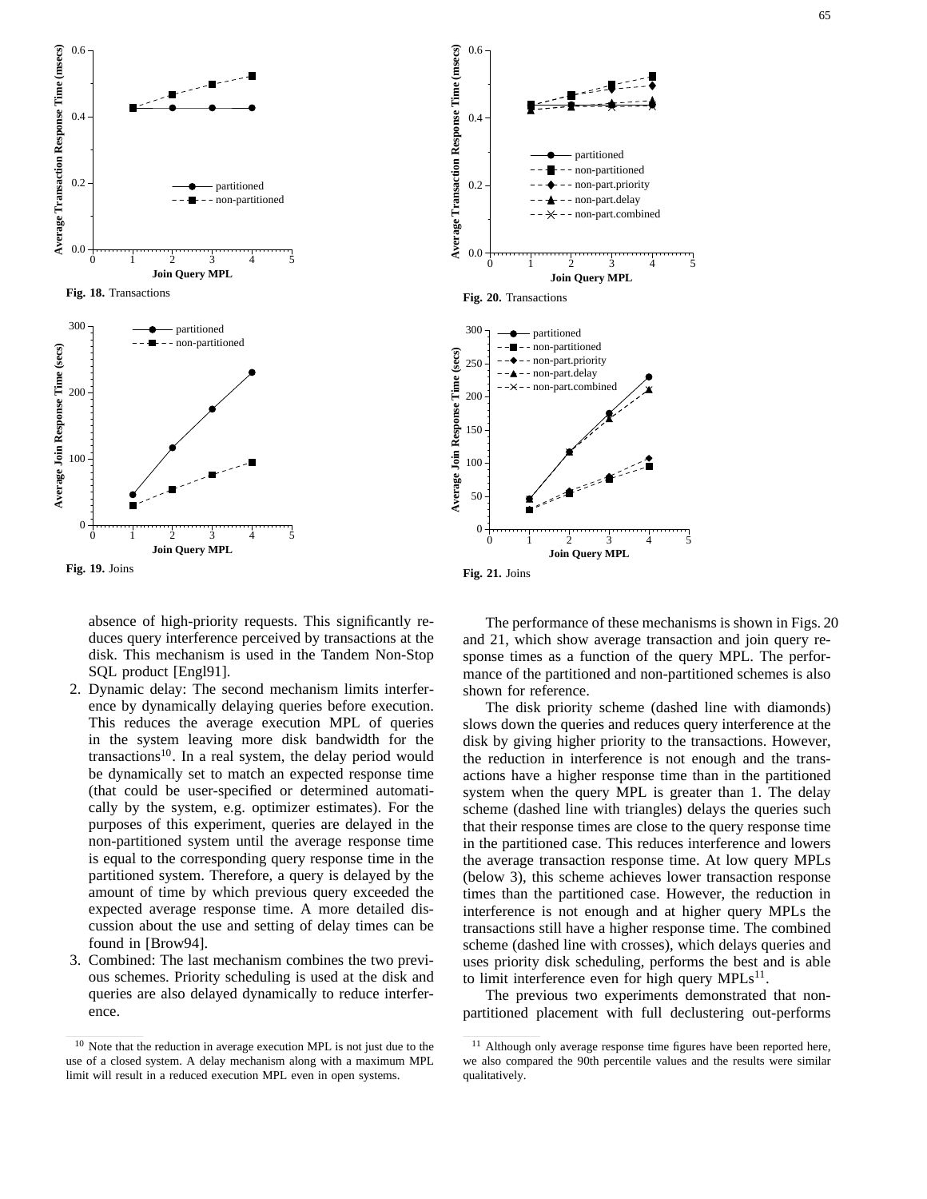Fig. 18. Transactions

Fig. 19. Joins

Fig. 20. Transactions

Fig. 21. Joins

absence of high-priority requests. This significantly reduces query interference perceived by transactions at the disk. This mechanism is used in the Tandem Non-Stop SQL product [Engl91].

2. Dynamic delay: The second mechanism limits interference by dynamically delaying queries before execution. This reduces the average execution MPL of queries in the system leaving more disk bandwidth for the transactions[10]. In a real system, the delay period would be dynamically set to match an expected response time (that could be user-specified or determined automatically by the system, e.g. optimizer estimates). For the purposes of this experiment, queries are delayed in the non-partitioned system until the average response time is equal to the corresponding query response time in the partitioned system. Therefore, a query is delayed by the amount of time by which previous query exceeded the expected average response time. A more detailed discussion about the use and setting of delay times can be found in [Brow94].
3. Combined: The last mechanism combines the two previous schemes. Priority scheduling is used at the disk and queries are also delayed dynamically to reduce interference.

The performance of these mechanisms is shown in Figs. 20 and 21, which show average transaction and join query response times as a function of the query MPL. The performance of the partitioned and non-partitioned schemes is also shown for reference.

The disk priority scheme (dashed line with diamonds) slows down the queries and reduces query interference at the disk by giving higher priority to the transactions. However, the reduction in interference is not enough and the transactions have a higher response time than in the partitioned system when the query MPL is greater than 1. The delay scheme (dashed line with triangles) delays the queries such that their response times are close to the query response time in the partitioned case. This reduces interference and lowers the average transaction response time. At low query MPLs (below 3), this scheme achieves lower transaction response times than the partitioned case. However, the reduction in interference is not enough and at higher query MPLs the transactions still have a higher response time. The combined scheme (dashed line with crosses), which delays queries and uses priority disk scheduling, performs the best and is able to limit interference even for high query MPLs[11].

The previous two experiments demonstrated that non-partitioned placement with full declustering out-performs

[10] Note that the reduction in average execution MPL is not just due to the use of a closed system. A delay mechanism along with a maximum MPL limit will result in a reduced execution MPL even in open systems.

[11] Although only average response time figures have been reported here, we also compared the 90th percentile values and the results were similar qualitatively.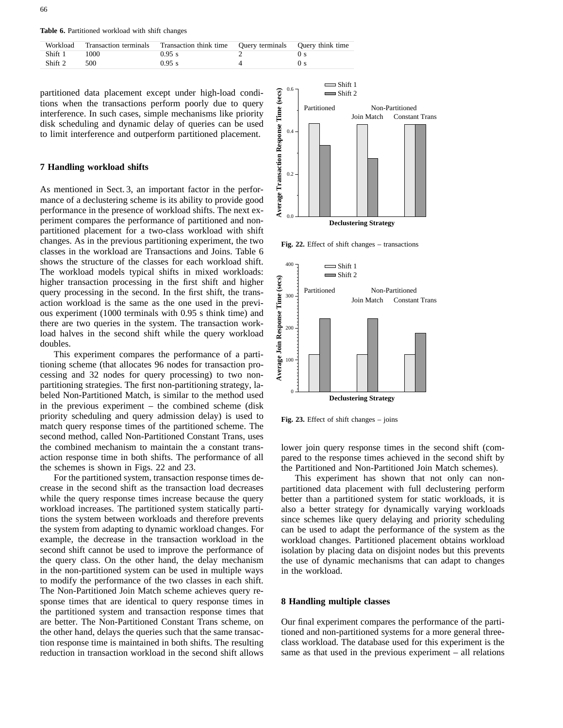**Table 6.** Partitioned workload with shift changes

| Workload | Transaction terminals | Transaction think time | Query terminals | Query think time |
|---|---|---|---|---|
| Shift 1 | 1000 | 0.95 s | 2 | 0 s |
| Shift 2 | 500 | 0.95 s | 4 | 0 s |

partitioned data placement except under high-load conditions when the transactions perform poorly due to query interference. In such cases, simple mechanisms like priority disk scheduling and dynamic delay of queries can be used to limit interference and outperform partitioned placement.

## 7 Handling workload shifts

As mentioned in Sect. 3, an important factor in the performance of a declustering scheme is its ability to provide good performance in the presence of workload shifts. The next experiment compares the performance of partitioned and non-partitioned placement for a two-class workload with shift changes. As in the previous partitioning experiment, the two classes in the workload are Transactions and Joins. Table 6 shows the structure of the classes for each workload shift. The workload models typical shifts in mixed workloads: higher transaction processing in the first shift and higher query processing in the second. In the first shift, the transaction workload is the same as the one used in the previous experiment (1000 terminals with 0.95 s think time) and there are two queries in the system. The transaction workload halves in the second shift while the query workload doubles.

This experiment compares the performance of a partitioning scheme (that allocates 96 nodes for transaction processing and 32 nodes for query processing) to two non-partitioning strategies. The first non-partitioning strategy, labeled Non-Partitioned Match, is similar to the method used in the previous experiment – the combined scheme (disk priority scheduling and query admission delay) is used to match query response times of the partitioned scheme. The second method, called Non-Partitioned Constant Trans, uses the combined mechanism to maintain the a constant transaction response time in both shifts. The performance of all the schemes is shown in Figs. 22 and 23.

For the partitioned system, transaction response times decrease in the second shift as the transaction load decreases while the query response times increase because the query workload increases. The partitioned system statically partitions the system between workloads and therefore prevents the system from adapting to dynamic workload changes. For example, the decrease in the transaction workload in the second shift cannot be used to improve the performance of the query class. On the other hand, the delay mechanism in the non-partitioned system can be used in multiple ways to modify the performance of the two classes in each shift. The Non-Partitioned Join Match scheme achieves query response times that are identical to query response times in the partitioned system and transaction response times that are better. The Non-Partitioned Constant Trans scheme, on the other hand, delays the queries such that the same transaction response time is maintained in both shifts. The resulting reduction in transaction workload in the second shift allows lower join query response times in the second shift (compared to the response times achieved in the second shift by the Partitioned and Non-Partitioned Join Match schemes).

**Fig. 22.** Effect of shift changes – transactions

**Fig. 23.** Effect of shift changes – joins

This experiment has shown that not only can non-partitioned data placement with full declustering perform better than a partitioned system for static workloads, it is also a better strategy for dynamically varying workloads since schemes like query delaying and priority scheduling can be used to adapt the performance of the system as the workload changes. Partitioned placement obtains workload isolation by placing data on disjoint nodes but this prevents the use of dynamic mechanisms that can adapt to changes in the workload.

## 8 Handling multiple classes

Our final experiment compares the performance of the partitioned and non-partitioned systems for a more general three-class workload. The database used for this experiment is the same as that used in the previous experiment – all relations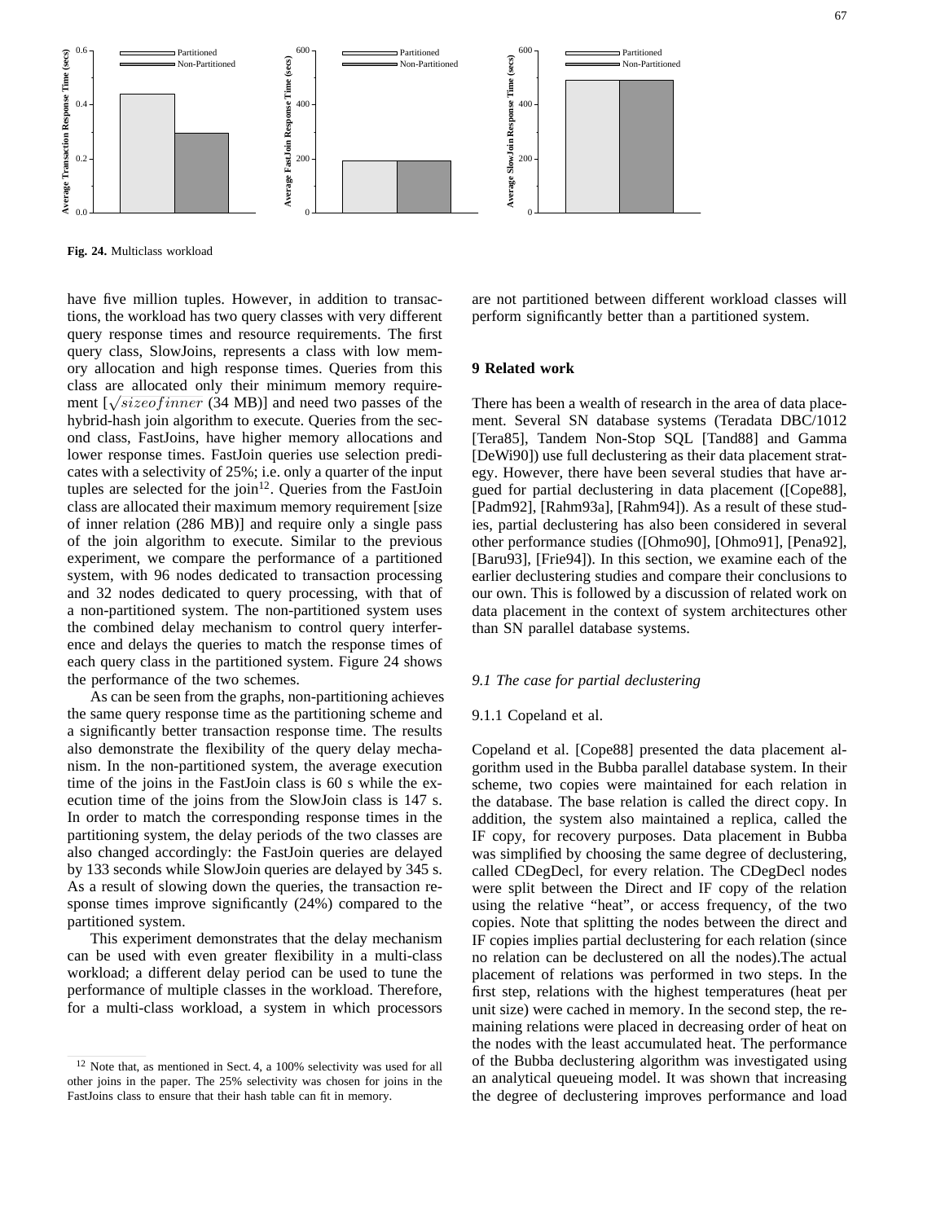Fig. 24. Multiclass workload

have five million tuples. However, in addition to transactions, the workload has two query classes with very different query response times and resource requirements. The first query class, SlowJoins, represents a class with low memory allocation and high response times. Queries from this class are allocated only their minimum memory requirement [$\sqrt{sizeofinner}$ (34 MB)] and need two passes of the hybrid-hash join algorithm to execute. Queries from the second class, FastJoins, have higher memory allocations and lower response times. FastJoin queries use selection predicates with a selectivity of 25%; i.e. only a quarter of the input tuples are selected for the join[12]. Queries from the FastJoin class are allocated their maximum memory requirement [size of inner relation (286 MB)] and require only a single pass of the join algorithm to execute. Similar to the previous experiment, we compare the performance of a partitioned system, with 96 nodes dedicated to transaction processing and 32 nodes dedicated to query processing, with that of a non-partitioned system. The non-partitioned system uses the combined delay mechanism to control query interference and delays the queries to match the response times of each query class in the partitioned system. Figure 24 shows the performance of the two schemes.

As can be seen from the graphs, non-partitioning achieves the same query response time as the partitioning scheme and a significantly better transaction response time. The results also demonstrate the flexibility of the query delay mechanism. In the non-partitioned system, the average execution time of the joins in the FastJoin class is 60 s while the execution time of the joins from the SlowJoin class is 147 s. In order to match the corresponding response times in the partitioning system, the delay periods of the two classes are also changed accordingly: the FastJoin queries are delayed by 133 seconds while SlowJoin queries are delayed by 345 s. As a result of slowing down the queries, the transaction response times improve significantly (24%) compared to the partitioned system.

This experiment demonstrates that the delay mechanism can be used with even greater flexibility in a multi-class workload; a different delay period can be used to tune the performance of multiple classes in the workload. Therefore, for a multi-class workload, a system in which processors are not partitioned between different workload classes will perform significantly better than a partitioned system.

[12] Note that, as mentioned in Sect. 4, a 100% selectivity was used for all other joins in the paper. The 25% selectivity was chosen for joins in the FastJoins class to ensure that their hash table can fit in memory.

## 9 Related work

There has been a wealth of research in the area of data placement. Several SN database systems (Teradata DBC/1012 [Tera85], Tandem Non-Stop SQL [Tand88] and Gamma [DeWi90]) use full declustering as their data placement strategy. However, there have been several studies that have argued for partial declustering in data placement ([Cope88], [Padm92], [Rahm93a], [Rahm94]). As a result of these studies, partial declustering has also been considered in several other performance studies ([Ohmo90], [Ohmo91], [Pena92], [Baru93], [Frie94]). In this section, we examine each of the earlier declustering studies and compare their conclusions to our own. This is followed by a discussion of related work on data placement in the context of system architectures other than SN parallel database systems.

### *9.1 The case for partial declustering*

#### 9.1.1 Copeland et al.

Copeland et al. [Cope88] presented the data placement algorithm used in the Bubba parallel database system. In their scheme, two copies were maintained for each relation in the database. The base relation is called the direct copy. In addition, the system also maintained a replica, called the IF copy, for recovery purposes. Data placement in Bubba was simplified by choosing the same degree of declustering, called CDegDecl, for every relation. The CDegDecl nodes were split between the Direct and IF copy of the relation using the relative "heat", or access frequency, of the two copies. Note that splitting the nodes between the direct and IF copies implies partial declustering for each relation (since no relation can be declustered on all the nodes).The actual placement of relations was performed in two steps. In the first step, relations with the highest temperatures (heat per unit size) were cached in memory. In the second step, the remaining relations were placed in decreasing order of heat on the nodes with the least accumulated heat. The performance of the Bubba declustering algorithm was investigated using an analytical queueing model. It was shown that increasing the degree of declustering improves performance and load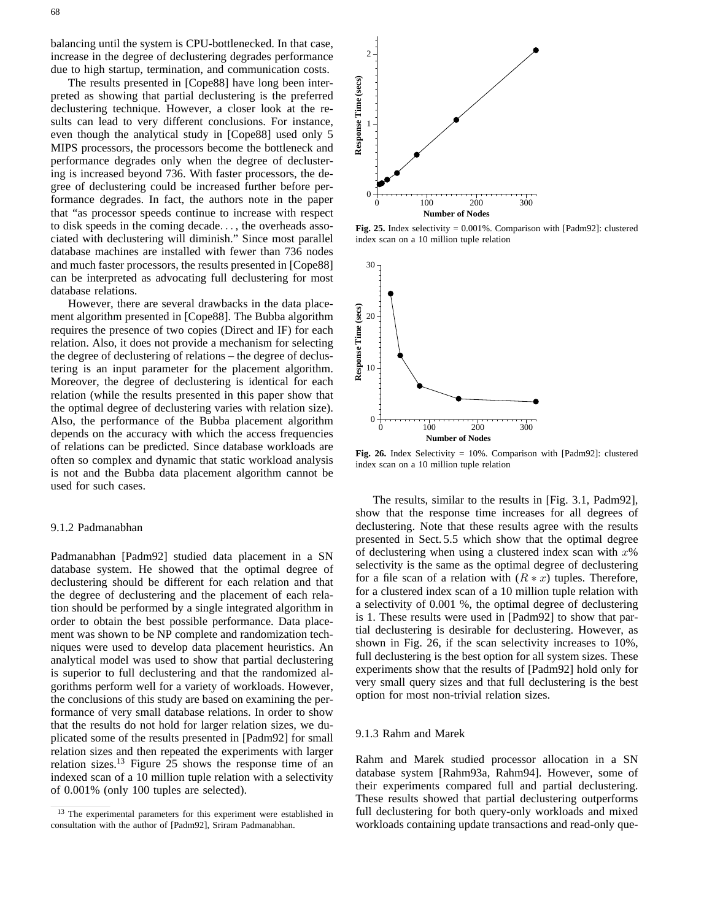balancing until the system is CPU-bottlenecked. In that case, increase in the degree of declustering degrades performance due to high startup, termination, and communication costs.

The results presented in [Cope88] have long been interpreted as showing that partial declustering is the preferred declustering technique. However, a closer look at the results can lead to very different conclusions. For instance, even though the analytical study in [Cope88] used only 5 MIPS processors, the processors become the bottleneck and performance degrades only when the degree of declustering is increased beyond 736. With faster processors, the degree of declustering could be increased further before performance degrades. In fact, the authors note in the paper that "as processor speeds continue to increase with respect to disk speeds in the coming decade. . . , the overheads associated with declustering will diminish." Since most parallel database machines are installed with fewer than 736 nodes and much faster processors, the results presented in [Cope88] can be interpreted as advocating full declustering for most database relations.

However, there are several drawbacks in the data placement algorithm presented in [Cope88]. The Bubba algorithm requires the presence of two copies (Direct and IF) for each relation. Also, it does not provide a mechanism for selecting the degree of declustering of relations – the degree of declustering is an input parameter for the placement algorithm. Moreover, the degree of declustering is identical for each relation (while the results presented in this paper show that the optimal degree of declustering varies with relation size). Also, the performance of the Bubba placement algorithm depends on the accuracy with which the access frequencies of relations can be predicted. Since database workloads are often so complex and dynamic that static workload analysis is not and the Bubba data placement algorithm cannot be used for such cases.

### 9.1.2 Padmanabhan

Padmanabhan [Padm92] studied data placement in a SN database system. He showed that the optimal degree of declustering should be different for each relation and that the degree of declustering and the placement of each relation should be performed by a single integrated algorithm in order to obtain the best possible performance. Data placement was shown to be NP complete and randomization techniques were used to develop data placement heuristics. An analytical model was used to show that partial declustering is superior to full declustering and that the randomized algorithms perform well for a variety of workloads. However, the conclusions of this study are based on examining the performance of very small database relations. In order to show that the results do not hold for larger relation sizes, we duplicated some of the results presented in [Padm92] for small relation sizes and then repeated the experiments with larger relation sizes.[13] Figure 25 shows the response time of an indexed scan of a 10 million tuple relation with a selectivity of 0.001% (only 100 tuples are selected).

[13] The experimental parameters for this experiment were established in consultation with the author of [Padm92], Sriram Padmanabhan.

**Fig. 25.** Index selectivity = 0.001%. Comparison with [Padm92]: clustered index scan on a 10 million tuple relation

**Fig. 26.** Index Selectivity = 10%. Comparison with [Padm92]: clustered index scan on a 10 million tuple relation

The results, similar to the results in [Fig. 3.1, Padm92], show that the response time increases for all degrees of declustering. Note that these results agree with the results presented in Sect. 5.5 which show that the optimal degree of declustering when using a clustered index scan with $x$% selectivity is the same as the optimal degree of declustering for a file scan of a relation with $(R * x)$ tuples. Therefore, for a clustered index scan of a 10 million tuple relation with a selectivity of 0.001 %, the optimal degree of declustering is 1. These results were used in [Padm92] to show that partial declustering is desirable for declustering. However, as shown in Fig. 26, if the scan selectivity increases to 10%, full declustering is the best option for all system sizes. These experiments show that the results of [Padm92] hold only for very small query sizes and that full declustering is the best option for most non-trivial relation sizes.

### 9.1.3 Rahm and Marek

Rahm and Marek studied processor allocation in a SN database system [Rahm93a, Rahm94]. However, some of their experiments compared full and partial declustering. These results showed that partial declustering outperforms full declustering for both query-only workloads and mixed workloads containing update transactions and read-only que-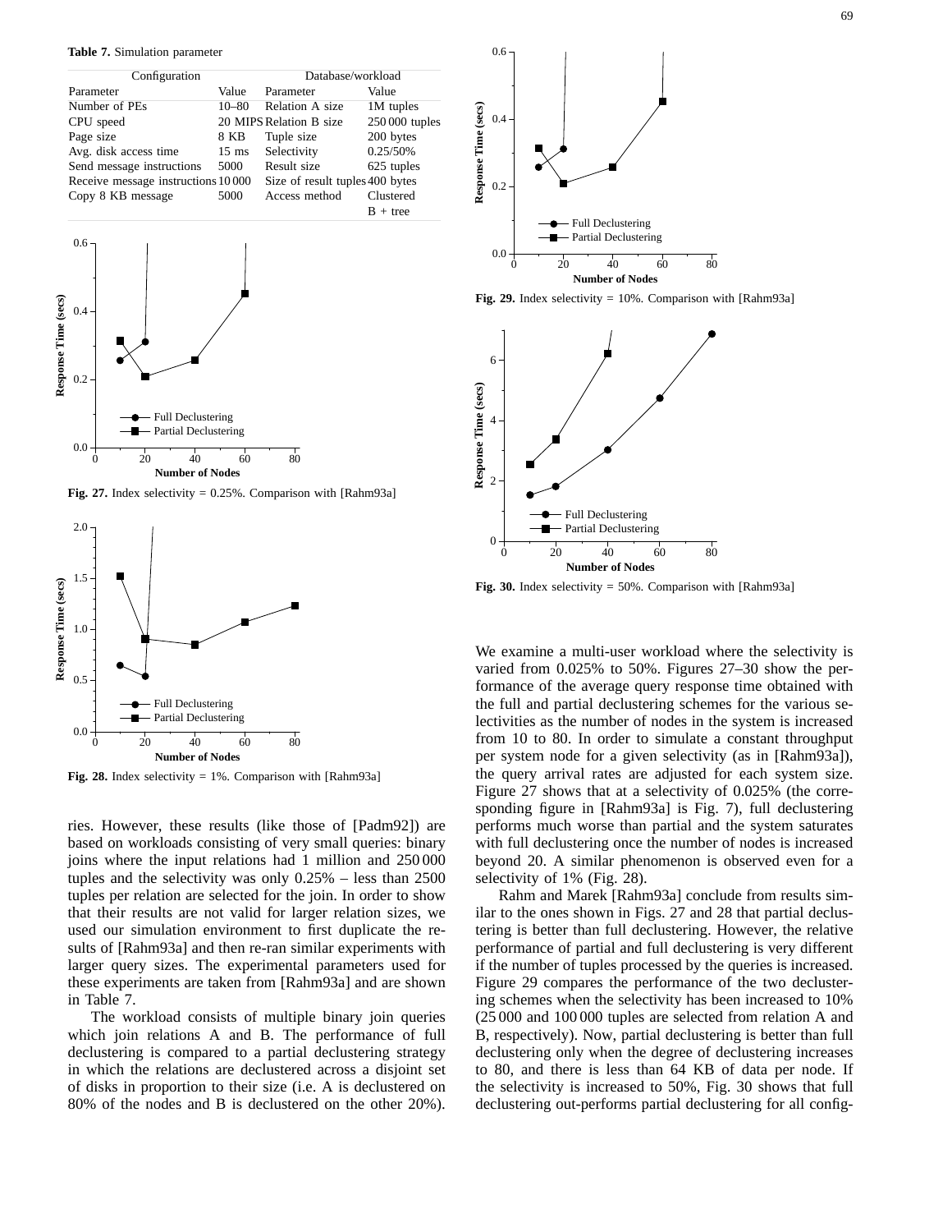**Table 7.** Simulation parameter

| Configuration | | Database/workload | |
|---|---|---|---|
| Parameter | Value | Parameter | Value |
| Number of PEs | 10–80 | Relation A size | 1M tuples |
| CPU speed | 20 MIPS | Relation B size | 250 000 tuples |
| Page size | 8 KB | Tuple size | 200 bytes |
| Avg. disk access time | 15 ms | Selectivity | 0.25/50% |
| Send message instructions | 5000 | Result size | 625 tuples |
| Receive message instructions | 10 000 | Size of result tuples | 400 bytes |
| Copy 8 KB message | 5000 | Access method | Clustered B + tree |

**Fig. 27.** Index selectivity = 0.25%. Comparison with [Rahm93a]

**Fig. 28.** Index selectivity = 1%. Comparison with [Rahm93a]

ries. However, these results (like those of [Padm92]) are based on workloads consisting of very small queries: binary joins where the input relations had 1 million and 250 000 tuples and the selectivity was only 0.25% – less than 2500 tuples per relation are selected for the join. In order to show that their results are not valid for larger relation sizes, we used our simulation environment to first duplicate the results of [Rahm93a] and then re-ran similar experiments with larger query sizes. The experimental parameters used for these experiments are taken from [Rahm93a] and are shown in Table 7.

The workload consists of multiple binary join queries which join relations A and B. The performance of full declustering is compared to a partial declustering strategy in which the relations are declustered across a disjoint set of disks in proportion to their size (i.e. A is declustered on 80% of the nodes and B is declustered on the other 20%).

**Fig. 29.** Index selectivity = 10%. Comparison with [Rahm93a]

**Fig. 30.** Index selectivity = 50%. Comparison with [Rahm93a]

We examine a multi-user workload where the selectivity is varied from 0.025% to 50%. Figures 27–30 show the performance of the average query response time obtained with the full and partial declustering schemes for the various selectivities as the number of nodes in the system is increased from 10 to 80. In order to simulate a constant throughput per system node for a given selectivity (as in [Rahm93a]), the query arrival rates are adjusted for each system size. Figure 27 shows that at a selectivity of 0.025% (the corresponding figure in [Rahm93a] is Fig. 7), full declustering performs much worse than partial and the system saturates with full declustering once the number of nodes is increased beyond 20. A similar phenomenon is observed even for a selectivity of 1% (Fig. 28).

Rahm and Marek [Rahm93a] conclude from results similar to the ones shown in Figs. 27 and 28 that partial declustering is better than full declustering. However, the relative performance of partial and full declustering is very different if the number of tuples processed by the queries is increased. Figure 29 compares the performance of the two declustering schemes when the selectivity has been increased to 10% (25 000 and 100 000 tuples are selected from relation A and B, respectively). Now, partial declustering is better than full declustering only when the degree of declustering increases to 80, and there is less than 64 KB of data per node. If the selectivity is increased to 50%, Fig. 30 shows that full declustering out-performs partial declustering for all config-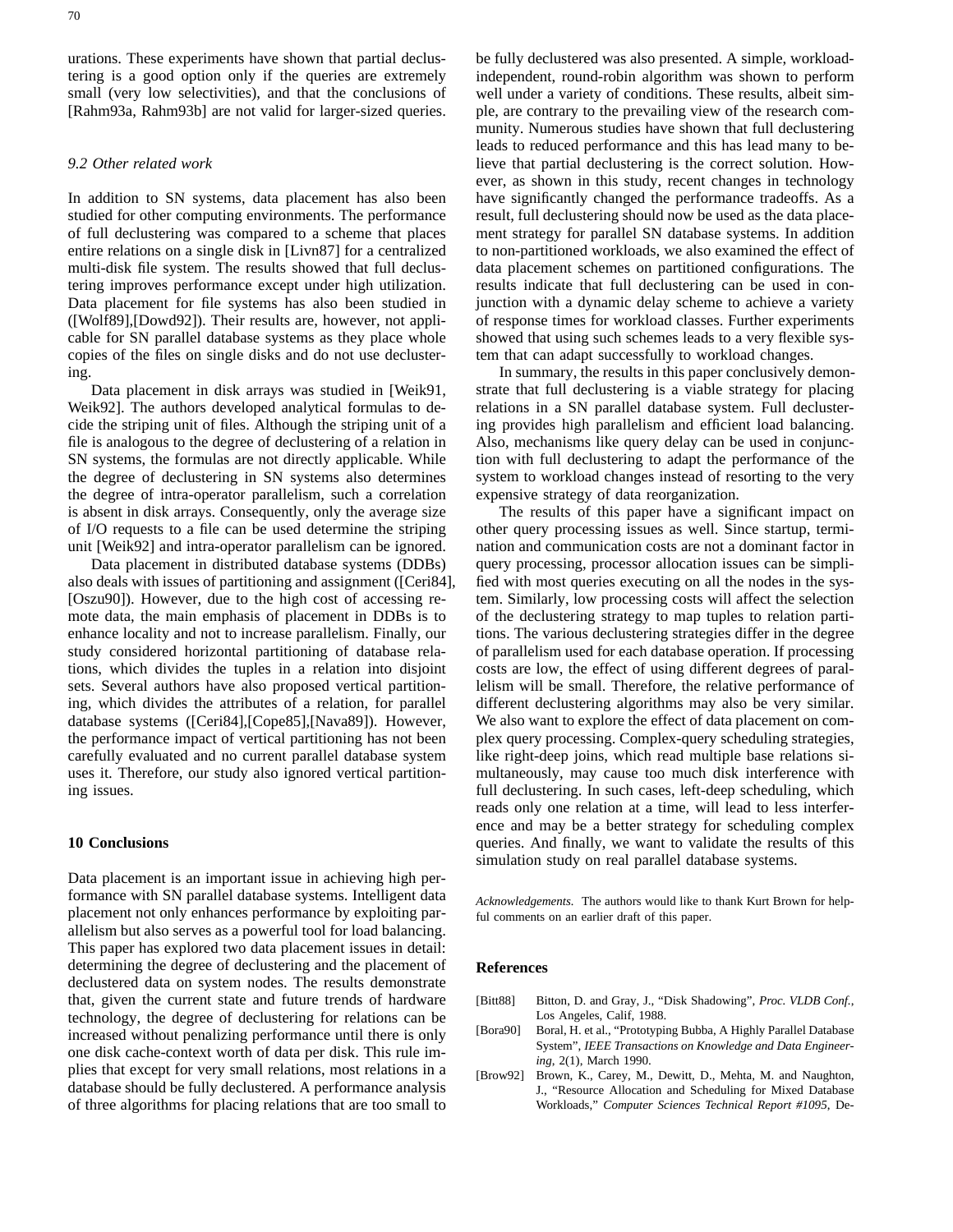urations. These experiments have shown that partial declustering is a good option only if the queries are extremely small (very low selectivities), and that the conclusions of [Rahm93a, Rahm93b] are not valid for larger-sized queries.

### *9.2 Other related work*

In addition to SN systems, data placement has also been studied for other computing environments. The performance of full declustering was compared to a scheme that places entire relations on a single disk in [Livn87] for a centralized multi-disk file system. The results showed that full declustering improves performance except under high utilization. Data placement for file systems has also been studied in ([Wolf89],[Dowd92]). Their results are, however, not applicable for SN parallel database systems as they place whole copies of the files on single disks and do not use declustering.

Data placement in disk arrays was studied in [Weik91, Weik92]. The authors developed analytical formulas to decide the striping unit of files. Although the striping unit of a file is analogous to the degree of declustering of a relation in SN systems, the formulas are not directly applicable. While the degree of declustering in SN systems also determines the degree of intra-operator parallelism, such a correlation is absent in disk arrays. Consequently, only the average size of I/O requests to a file can be used determine the striping unit [Weik92] and intra-operator parallelism can be ignored.

Data placement in distributed database systems (DDBs) also deals with issues of partitioning and assignment ([Ceri84], [Oszu90]). However, due to the high cost of accessing remote data, the main emphasis of placement in DDBs is to enhance locality and not to increase parallelism. Finally, our study considered horizontal partitioning of database relations, which divides the tuples in a relation into disjoint sets. Several authors have also proposed vertical partitioning, which divides the attributes of a relation, for parallel database systems ([Ceri84],[Cope85],[Nava89]). However, the performance impact of vertical partitioning has not been carefully evaluated and no current parallel database system uses it. Therefore, our study also ignored vertical partitioning issues.

## 10 Conclusions

Data placement is an important issue in achieving high performance with SN parallel database systems. Intelligent data placement not only enhances performance by exploiting parallelism but also serves as a powerful tool for load balancing. This paper has explored two data placement issues in detail: determining the degree of declustering and the placement of declustered data on system nodes. The results demonstrate that, given the current state and future trends of hardware technology, the degree of declustering for relations can be increased without penalizing performance until there is only one disk cache-context worth of data per disk. This rule implies that except for very small relations, most relations in a database should be fully declustered. A performance analysis of three algorithms for placing relations that are too small to be fully declustered was also presented. A simple, workload-independent, round-robin algorithm was shown to perform well under a variety of conditions. These results, albeit simple, are contrary to the prevailing view of the research community. Numerous studies have shown that full declustering leads to reduced performance and this has lead many to believe that partial declustering is the correct solution. However, as shown in this study, recent changes in technology have significantly changed the performance tradeoffs. As a result, full declustering should now be used as the data placement strategy for parallel SN database systems. In addition to non-partitioned workloads, we also examined the effect of data placement schemes on partitioned configurations. The results indicate that full declustering can be used in conjunction with a dynamic delay scheme to achieve a variety of response times for workload classes. Further experiments showed that using such schemes leads to a very flexible system that can adapt successfully to workload changes.

In summary, the results in this paper conclusively demonstrate that full declustering is a viable strategy for placing relations in a SN parallel database system. Full declustering provides high parallelism and efficient load balancing. Also, mechanisms like query delay can be used in conjunction with full declustering to adapt the performance of the system to workload changes instead of resorting to the very expensive strategy of data reorganization.

The results of this paper have a significant impact on other query processing issues as well. Since startup, termination and communication costs are not a dominant factor in query processing, processor allocation issues can be simplified with most queries executing on all the nodes in the system. Similarly, low processing costs will affect the selection of the declustering strategy to map tuples to relation partitions. The various declustering strategies differ in the degree of parallelism used for each database operation. If processing costs are low, the effect of using different degrees of parallelism will be small. Therefore, the relative performance of different declustering algorithms may also be very similar. We also want to explore the effect of data placement on complex query processing. Complex-query scheduling strategies, like right-deep joins, which read multiple base relations simultaneously, may cause too much disk interference with full declustering. In such cases, left-deep scheduling, which reads only one relation at a time, will lead to less interference and may be a better strategy for scheduling complex queries. And finally, we want to validate the results of this simulation study on real parallel database systems.

*Acknowledgements.* The authors would like to thank Kurt Brown for helpful comments on an earlier draft of this paper.

## References

[Bitt88] Bitton, D. and Gray, J., "Disk Shadowing", *Proc. VLDB Conf.*, Los Angeles, Calif, 1988.

[Bora90] Boral, H. et al., "Prototyping Bubba, A Highly Parallel Database System", *IEEE Transactions on Knowledge and Data Engineering*, 2(1), March 1990.

[Brow92] Brown, K., Carey, M., Dewitt, D., Mehta, M. and Naughton, J., "Resource Allocation and Scheduling for Mixed Database Workloads," *Computer Sciences Technical Report #1095*, De-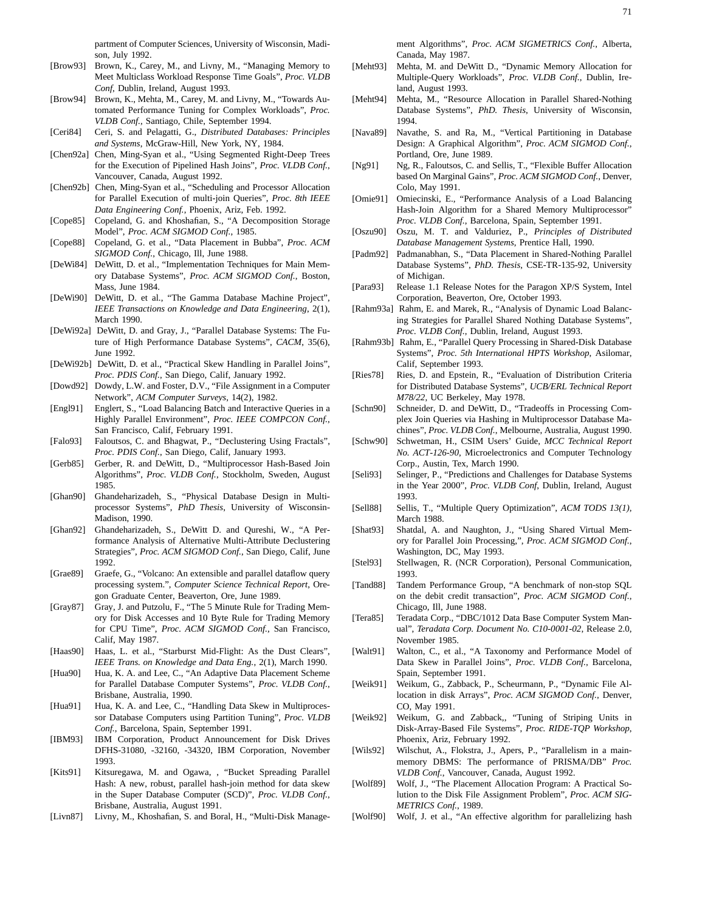partment of Computer Sciences, University of Wisconsin, Madison, July 1992.

[Brow93] Brown, K., Carey, M., and Livny, M., "Managing Memory to Meet Multiclass Workload Response Time Goals", *Proc. VLDB Conf*, Dublin, Ireland, August 1993.

[Brow94] Brown, K., Mehta, M., Carey, M. and Livny, M., "Towards Automated Performance Tuning for Complex Workloads", *Proc. VLDB Conf.*, Santiago, Chile, September 1994.

[Ceri84] Ceri, S. and Pelagatti, G., *Distributed Databases: Principles and Systems*, McGraw-Hill, New York, NY, 1984.

[Chen92a] Chen, Ming-Syan et al., "Using Segmented Right-Deep Trees for the Execution of Pipelined Hash Joins", *Proc. VLDB Conf.*, Vancouver, Canada, August 1992.

[Chen92b] Chen, Ming-Syan et al., "Scheduling and Processor Allocation for Parallel Execution of multi-join Queries", *Proc. 8th IEEE Data Engineering Conf.*, Phoenix, Ariz, Feb. 1992.

[Cope85] Copeland, G. and Khoshafian, S., "A Decomposition Storage Model", *Proc. ACM SIGMOD Conf.*, 1985.

[Cope88] Copeland, G. et al., "Data Placement in Bubba", *Proc. ACM SIGMOD Conf.*, Chicago, Ill, June 1988.

[DeWi84] DeWitt, D. et al., "Implementation Techniques for Main Memory Database Systems", *Proc. ACM SIGMOD Conf.*, Boston, Mass, June 1984.

[DeWi90] DeWitt, D. et al., "The Gamma Database Machine Project", *IEEE Transactions on Knowledge and Data Engineering*, 2(1), March 1990.

[DeWi92a] DeWitt, D. and Gray, J., "Parallel Database Systems: The Future of High Performance Database Systems", *CACM*, 35(6), June 1992.

[DeWi92b] DeWitt, D. et al., "Practical Skew Handling in Parallel Joins", *Proc. PDIS Conf.*, San Diego, Calif, January 1992.

[Dowd92] Dowdy, L.W. and Foster, D.V., "File Assignment in a Computer Network", *ACM Computer Surveys*, 14(2), 1982.

[Engl91] Englert, S., "Load Balancing Batch and Interactive Queries in a Highly Parallel Environment", *Proc. IEEE COMPCON Conf.*, San Francisco, Calif, February 1991.

[Falo93] Faloutsos, C. and Bhagwat, P., "Declustering Using Fractals", *Proc. PDIS Conf.*, San Diego, Calif, January 1993.

[Gerb85] Gerber, R. and DeWitt, D., "Multiprocessor Hash-Based Join Algorithms", *Proc. VLDB Conf.*, Stockholm, Sweden, August 1985.

[Ghan90] Ghandeharizadeh, S., "Physical Database Design in Multiprocessor Systems", *PhD Thesis*, University of Wisconsin-Madison, 1990.

[Ghan92] Ghandeharizadeh, S., DeWitt D. and Qureshi, W., "A Performance Analysis of Alternative Multi-Attribute Declustering Strategies", *Proc. ACM SIGMOD Conf.*, San Diego, Calif, June 1992.

[Grae89] Graefe, G., "Volcano: An extensible and parallel dataflow query processing system.", *Computer Science Technical Report*, Oregon Graduate Center, Beaverton, Ore, June 1989.

[Gray87] Gray, J. and Putzolu, F., "The 5 Minute Rule for Trading Memory for Disk Accesses and 10 Byte Rule for Trading Memory for CPU Time", *Proc. ACM SIGMOD Conf.*, San Francisco, Calif, May 1987.

[Haas90] Haas, L. et al., "Starburst Mid-Flight: As the Dust Clears", *IEEE Trans. on Knowledge and Data Eng.*, 2(1), March 1990.

[Hua90] Hua, K. A. and Lee, C., "An Adaptive Data Placement Scheme for Parallel Database Computer Systems", *Proc. VLDB Conf.*, Brisbane, Australia, 1990.

[Hua91] Hua, K. A. and Lee, C., "Handling Data Skew in Multiprocessor Database Computers using Partition Tuning", *Proc. VLDB Conf.*, Barcelona, Spain, September 1991.

[IBM93] IBM Corporation, Product Announcement for Disk Drives DFHS-31080, -32160, -34320, IBM Corporation, November 1993.

[Kits91] Kitsuregawa, M. and Ogawa, , "Bucket Spreading Parallel Hash: A new, robust, parallel hash-join method for data skew in the Super Database Computer (SCD)", *Proc. VLDB Conf.*, Brisbane, Australia, August 1991.

[Livn87] Livny, M., Khoshafian, S. and Boral, H., "Multi-Disk Management Algorithms", *Proc. ACM SIGMETRICS Conf.*, Alberta, Canada, May 1987.

[Meht93] Mehta, M. and DeWitt D., "Dynamic Memory Allocation for Multiple-Query Workloads", *Proc. VLDB Conf.*, Dublin, Ireland, August 1993.

[Meht94] Mehta, M., "Resource Allocation in Parallel Shared-Nothing Database Systems", *PhD. Thesis*, University of Wisconsin, 1994.

[Nava89] Navathe, S. and Ra, M., "Vertical Partitioning in Database Design: A Graphical Algorithm", *Proc. ACM SIGMOD Conf.*, Portland, Ore, June 1989.

[Ng91] Ng, R., Faloutsos, C. and Sellis, T., "Flexible Buffer Allocation based On Marginal Gains", *Proc. ACM SIGMOD Conf.*, Denver, Colo, May 1991.

[Omie91] Omiecinski, E., "Performance Analysis of a Load Balancing Hash-Join Algorithm for a Shared Memory Multiprocessor" *Proc. VLDB Conf.*, Barcelona, Spain, September 1991.

[Oszu90] Oszu, M. T. and Valduriez, P., *Principles of Distributed Database Management Systems*, Prentice Hall, 1990.

[Padm92] Padmanabhan, S., "Data Placement in Shared-Nothing Parallel Database Systems", *PhD. Thesis*, CSE-TR-135-92, University of Michigan.

[Para93] Release 1.1 Release Notes for the Paragon XP/S System, Intel Corporation, Beaverton, Ore, October 1993.

[Rahm93a] Rahm, E. and Marek, R., "Analysis of Dynamic Load Balancing Strategies for Parallel Shared Nothing Database Systems", *Proc. VLDB Conf.*, Dublin, Ireland, August 1993.

[Rahm93b] Rahm, E., "Parallel Query Processing in Shared-Disk Database Systems", *Proc. 5th International HPTS Workshop*, Asilomar, Calif, September 1993.

[Ries78] Ries, D. and Epstein, R., "Evaluation of Distribution Criteria for Distributed Database Systems", *UCB/ERL Technical Report M78/22*, UC Berkeley, May 1978.

[Schn90] Schneider, D. and DeWitt, D., "Tradeoffs in Processing Complex Join Queries via Hashing in Multiprocessor Database Machines", *Proc. VLDB Conf.*, Melbourne, Australia, August 1990.

[Schw90] Schwetman, H., CSIM Users' Guide, *MCC Technical Report No. ACT-126-90*, Microelectronics and Computer Technology Corp., Austin, Tex, March 1990.

[Seli93] Selinger, P., "Predictions and Challenges for Database Systems in the Year 2000", *Proc. VLDB Conf*, Dublin, Ireland, August 1993.

[Sell88] Sellis, T., "Multiple Query Optimization", *ACM TODS 13(1)*, March 1988.

[Shat93] Shatdal, A. and Naughton, J., "Using Shared Virtual Memory for Parallel Join Processing,", *Proc. ACM SIGMOD Conf.*, Washington, DC, May 1993.

[Stel93] Stellwagen, R. (NCR Corporation), Personal Communication, 1993.

[Tand88] Tandem Performance Group, "A benchmark of non-stop SQL on the debit credit transaction", *Proc. ACM SIGMOD Conf.*, Chicago, Ill, June 1988.

[Tera85] Teradata Corp., "DBC/1012 Data Base Computer System Manual", *Teradata Corp. Document No. C10-0001-02*, Release 2.0, November 1985.

[Walt91] Walton, C., et al., "A Taxonomy and Performance Model of Data Skew in Parallel Joins", *Proc. VLDB Conf.*, Barcelona, Spain, September 1991.

[Weik91] Weikum, G., Zabback, P., Scheurmann, P., "Dynamic File Allocation in disk Arrays", *Proc. ACM SIGMOD Conf.*, Denver, CO, May 1991.

[Weik92] Weikum, G. and Zabback,, "Tuning of Striping Units in Disk-Array-Based File Systems", *Proc. RIDE-TQP Workshop*, Phoenix, Ariz, February 1992.

[Wils92] Wilschut, A., Flokstra, J., Apers, P., "Parallelism in a main-memory DBMS: The performance of PRISMA/DB" *Proc. VLDB Conf.*, Vancouver, Canada, August 1992.

[Wolf89] Wolf, J., "The Placement Allocation Program: A Practical Solution to the Disk File Assignment Problem", *Proc. ACM SIGMETRICS Conf.*, 1989.

[Wolf90] Wolf, J. et al., "An effective algorithm for parallelizing hash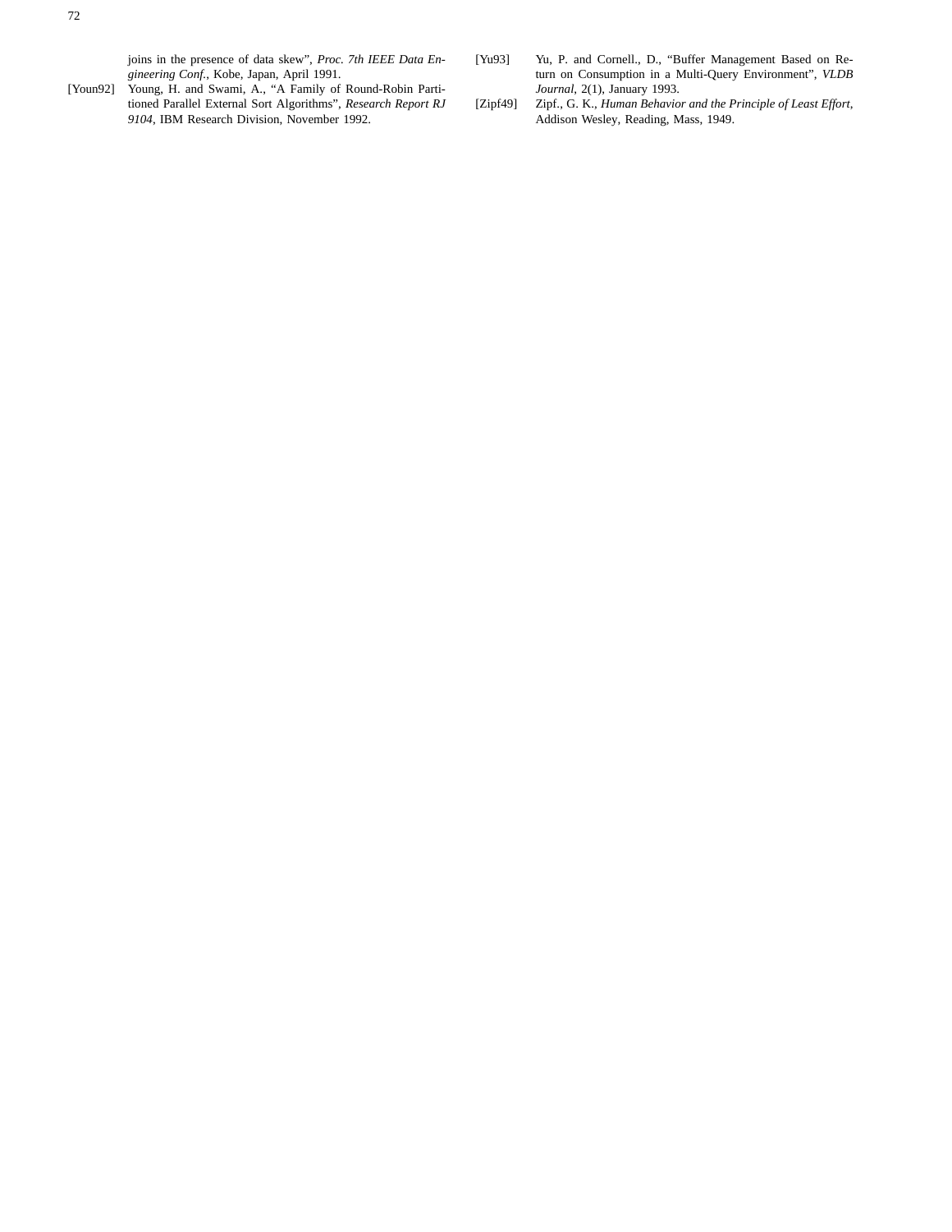joins in the presence of data skew", *Proc. 7th IEEE Data Engineering Conf.*, Kobe, Japan, April 1991.

[Youn92] Young, H. and Swami, A., "A Family of Round-Robin Partitioned Parallel External Sort Algorithms", *Research Report RJ 9104*, IBM Research Division, November 1992.

[Yu93] Yu, P. and Cornell., D., "Buffer Management Based on Return on Consumption in a Multi-Query Environment", *VLDB Journal*, 2(1), January 1993.

[Zipf49] Zipf., G. K., *Human Behavior and the Principle of Least Effort*, Addison Wesley, Reading, Mass, 1949.